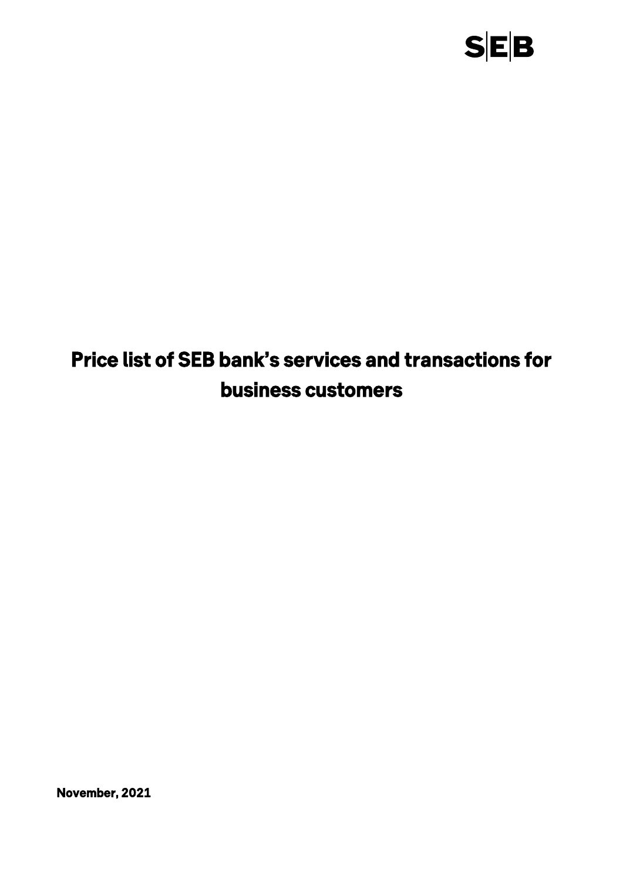SEB

# Price list of SEB bank's services and transactions for business customers

**November, 2021**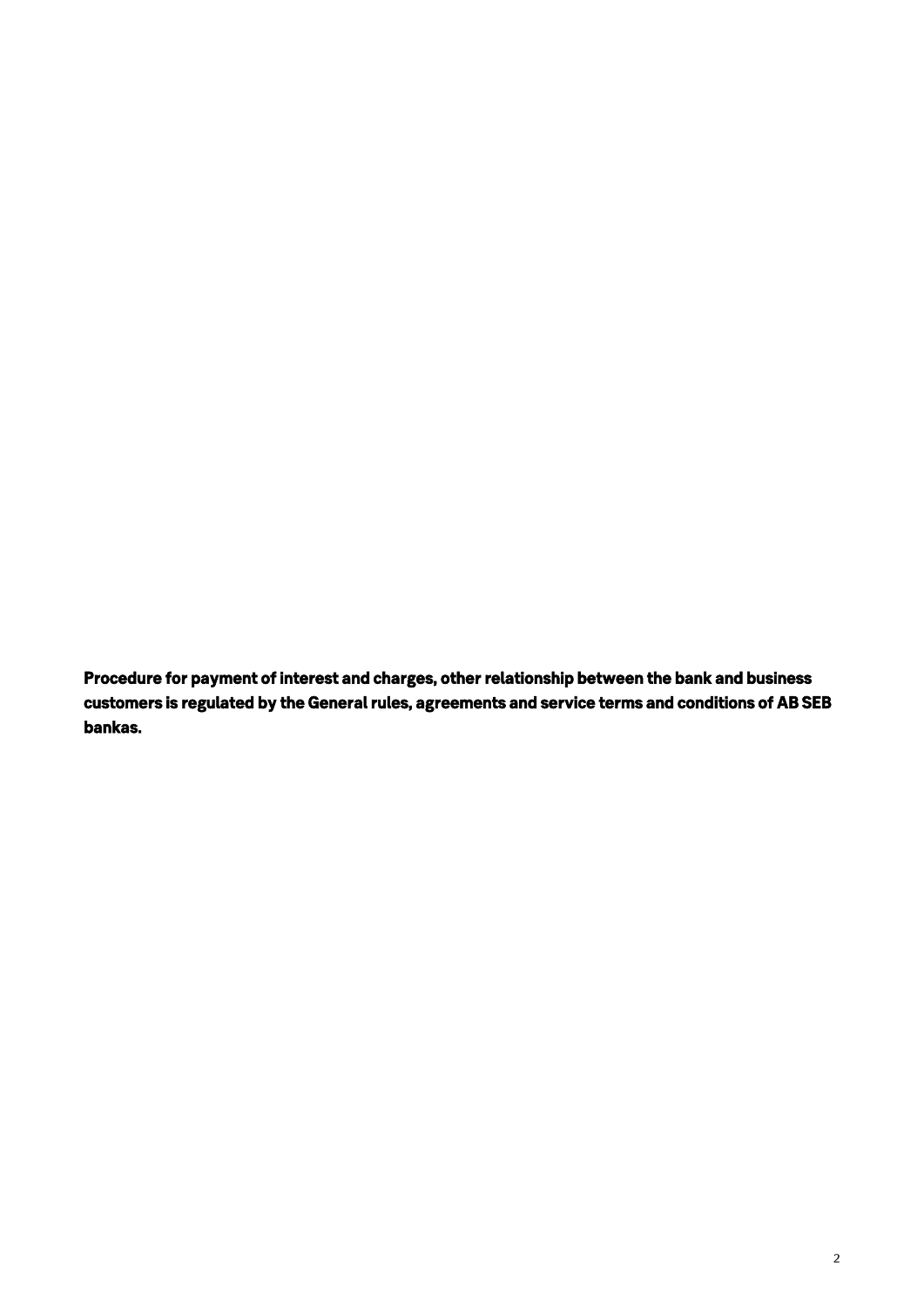**Procedure for payment of interest and charges, other relationship between the bank and business customers is regulated by the General rules, agreements and service terms and conditions of AB SEB bankas.**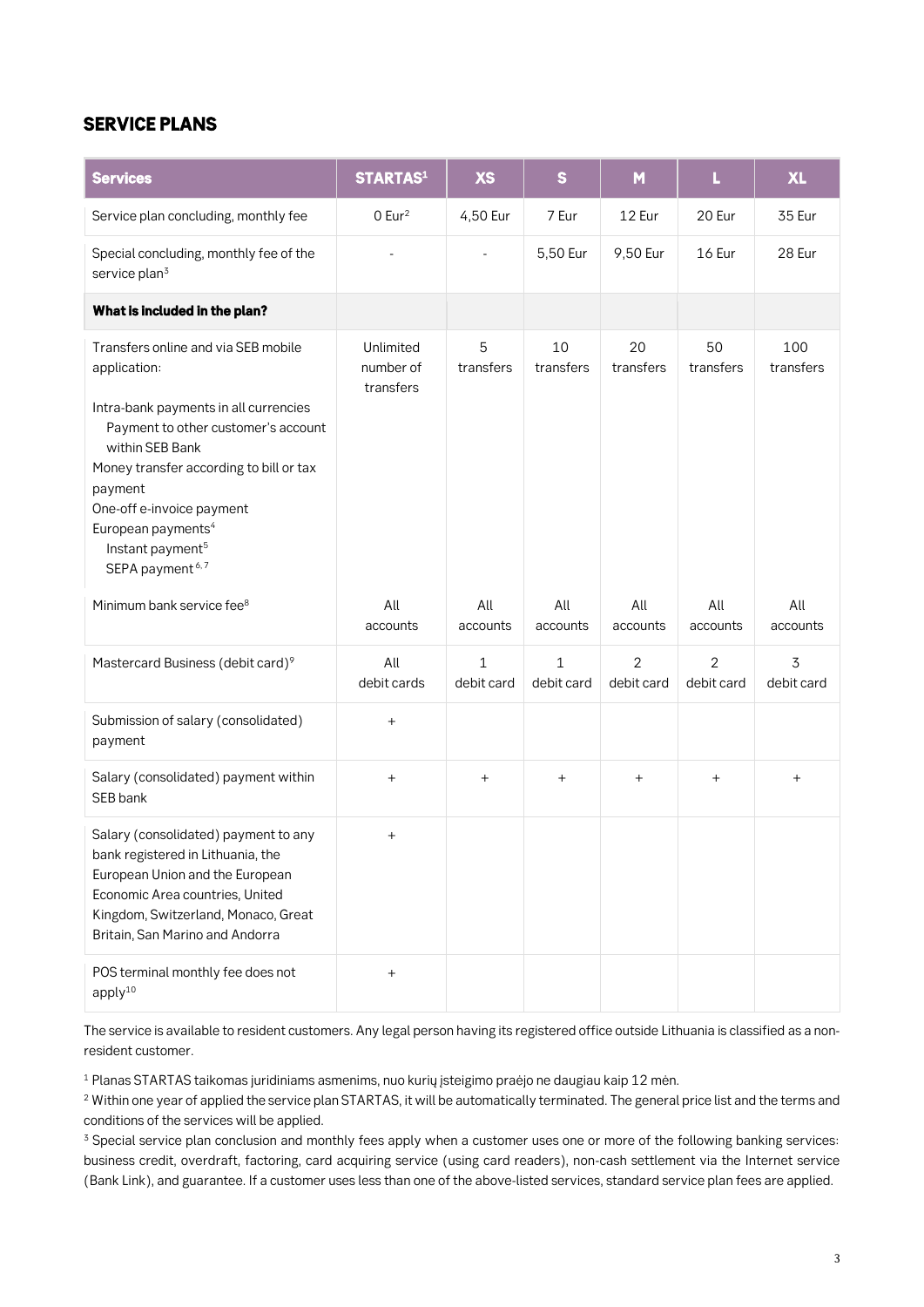## SERVICE PLANS

| Services | STARTAS[1] | XS | S | M | L | XL |
|---|---|---|---|---|---|---|
| Service plan concluding, monthly fee | 0 Eur[2] | 4,50 Eur | 7 Eur | 12 Eur | 20 Eur | 35 Eur |
| Special concluding, monthly fee of the service plan[3] | - | - | 5,50 Eur | 9,50 Eur | 16 Eur | 28 Eur |
| **What is included in the plan?** | | | | | | |
| Transfers online and via SEB mobile application:<br><br>Intra-bank payments in all currencies<br>Payment to other customer's account within SEB Bank<br>Money transfer according to bill or tax payment<br>One-off e-invoice payment<br>European payments[4]<br>Instant payment[5]<br>SEPA payment[6, 7] | Unlimited number of transfers | 5 transfers | 10 transfers | 20 transfers | 50 transfers | 100 transfers |
| Minimum bank service fee[8] | All accounts | All accounts | All accounts | All accounts | All accounts | All accounts |
| Mastercard Business (debit card)[9] | All debit cards | 1 debit card | 1 debit card | 2 debit card | 2 debit card | 3 debit card |
| Submission of salary (consolidated) payment | + | | | | | |
| Salary (consolidated) payment within SEB bank | + | + | + | + | + | + |
| Salary (consolidated) payment to any bank registered in Lithuania, the European Union and the European Economic Area countries, United Kingdom, Switzerland, Monaco, Great Britain, San Marino and Andorra | + | | | | | |
| POS terminal monthly fee does not apply[10] | + | | | | | |

The service is available to resident customers. Any legal person having its registered office outside Lithuania is classified as a non-resident customer.

[1] Planas STARTAS taikomas juridiniams asmenims, nuo kurių įsteigimo praėjo ne daugiau kaip 12 mėn.

[2] Within one year of applied the service plan STARTAS, it will be automatically terminated. The general price list and the terms and conditions of the services will be applied.

[3] Special service plan conclusion and monthly fees apply when a customer uses one or more of the following banking services: business credit, overdraft, factoring, card acquiring service (using card readers), non-cash settlement via the Internet service (Bank Link), and guarantee. If a customer uses less than one of the above-listed services, standard service plan fees are applied.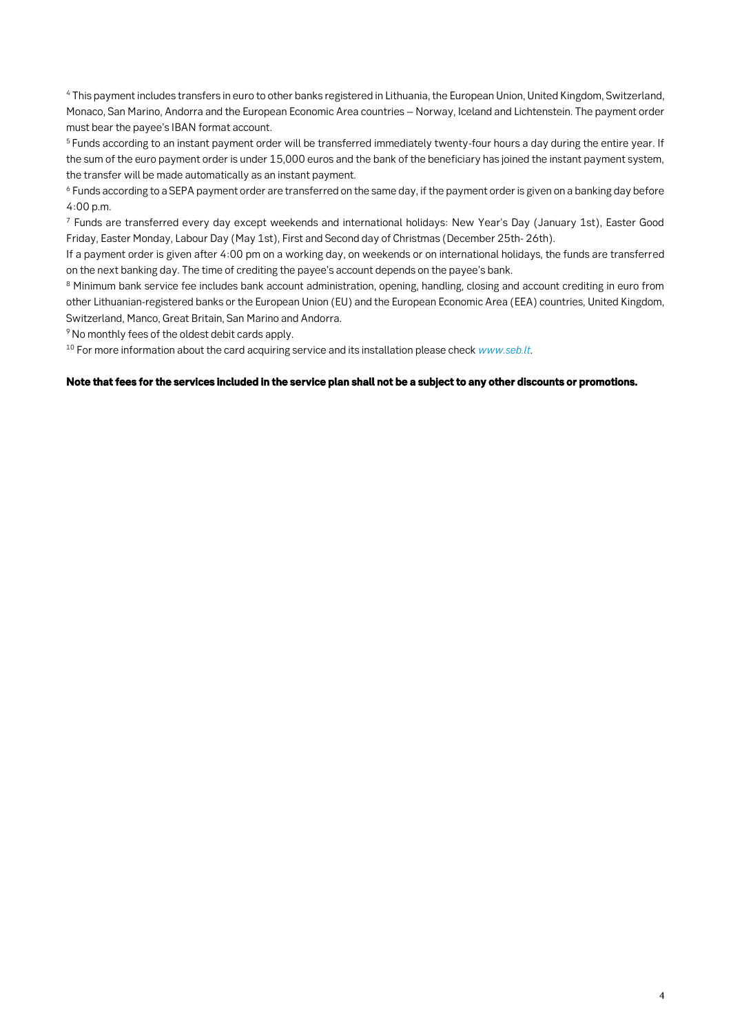[4] This payment includes transfers in euro to other banks registered in Lithuania, the European Union, United Kingdom, Switzerland, Monaco, San Marino, Andorra and the European Economic Area countries – Norway, Iceland and Lichtenstein. The payment order must bear the payee's IBAN format account.

[5] Funds according to an instant payment order will be transferred immediately twenty-four hours a day during the entire year. If the sum of the euro payment order is under 15,000 euros and the bank of the beneficiary has joined the instant payment system, the transfer will be made automatically as an instant payment.

[6] Funds according to a SEPA payment order are transferred on the same day, if the payment order is given on a banking day before 4:00 p.m.

[7] Funds are transferred every day except weekends and international holidays: New Year's Day (January 1st), Easter Good Friday, Easter Monday, Labour Day (May 1st), First and Second day of Christmas (December 25th- 26th).

If a payment order is given after 4:00 pm on a working day, on weekends or on international holidays, the funds are transferred on the next banking day. The time of crediting the payee's account depends on the payee's bank.

[8] Minimum bank service fee includes bank account administration, opening, handling, closing and account crediting in euro from other Lithuanian-registered banks or the European Union (EU) and the European Economic Area (EEA) countries, United Kingdom, Switzerland, Manco, Great Britain, San Marino and Andorra.

[9] No monthly fees of the oldest debit cards apply.

[10] For more information about the card acquiring service and its installation please check *www.seb.lt*.

**Note that fees for the services included in the service plan shall not be a subject to any other discounts or promotions.**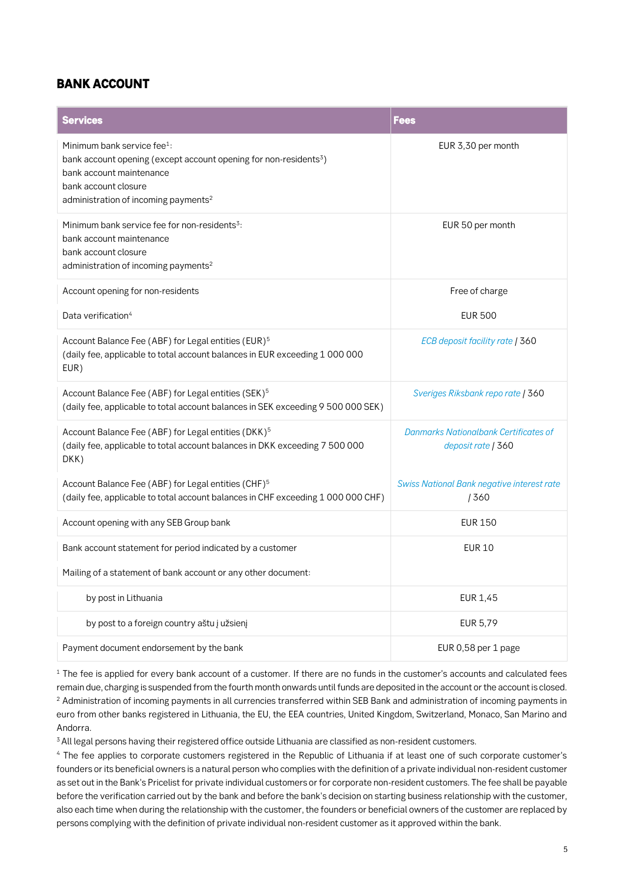## BANK ACCOUNT

| Services | Fees |
|---|---|
| Minimum bank service fee[1]:<br>bank account opening (except account opening for non-residents[3])<br>bank account maintenance<br>bank account closure<br>administration of incoming payments[2] | EUR 3,30 per month |
| Minimum bank service fee for non-residents[3]:<br>bank account maintenance<br>bank account closure<br>administration of incoming payments[2] | EUR 50 per month |
| Account opening for non-residents<br><br>Data verification[4] | Free of charge<br><br>EUR 500 |
| Account Balance Fee (ABF) for Legal entities (EUR)[5]<br>(daily fee, applicable to total account balances in EUR exceeding 1 000 000 EUR) | *ECB deposit facility rate* / 360 |
| Account Balance Fee (ABF) for Legal entities (SEK)[5]<br>(daily fee, applicable to total account balances in SEK exceeding 9 500 000 SEK) | *Sveriges Riksbank repo rate* / 360 |
| Account Balance Fee (ABF) for Legal entities (DKK)[5]<br>(daily fee, applicable to total account balances in DKK exceeding 7 500 000 DKK)<br><br>Account Balance Fee (ABF) for Legal entities (CHF)[5]<br>(daily fee, applicable to total account balances in CHF exceeding 1 000 000 CHF) | *Danmarks Nationalbank Certificates of deposit rate* / 360<br><br>*Swiss National Bank negative interest rate* / 360 |
| Account opening with any SEB Group bank | EUR 150 |
| Bank account statement for period indicated by a customer<br><br>Mailing of a statement of bank account or any other document: | EUR 10 |
| by post in Lithuania | EUR 1,45 |
| by post to a foreign country aštu j užsienj | EUR 5,79 |
| Payment document endorsement by the bank | EUR 0,58 per 1 page |

[1] The fee is applied for every bank account of a customer. If there are no funds in the customer's accounts and calculated fees remain due, charging is suspended from the fourth month onwards until funds are deposited in the account or the account is closed.
[2] Administration of incoming payments in all currencies transferred within SEB Bank and administration of incoming payments in euro from other banks registered in Lithuania, the EU, the EEA countries, United Kingdom, Switzerland, Monaco, San Marino and Andorra.
[3] All legal persons having their registered office outside Lithuania are classified as non-resident customers.
[4] The fee applies to corporate customers registered in the Republic of Lithuania if at least one of such corporate customer's founders or its beneficial owners is a natural person who complies with the definition of a private individual non-resident customer as set out in the Bank's Pricelist for private individual customers or for corporate non-resident customers. The fee shall be payable before the verification carried out by the bank and before the bank's decision on starting business relationship with the customer, also each time when during the relationship with the customer, the founders or beneficial owners of the customer are replaced by persons complying with the definition of private individual non-resident customer as it approved within the bank.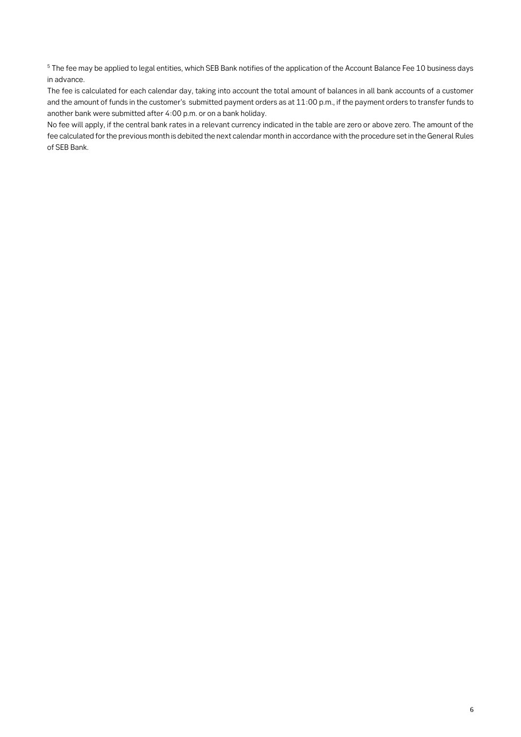[5] The fee may be applied to legal entities, which SEB Bank notifies of the application of the Account Balance Fee 10 business days in advance.

The fee is calculated for each calendar day, taking into account the total amount of balances in all bank accounts of a customer and the amount of funds in the customer's submitted payment orders as at 11:00 p.m., if the payment orders to transfer funds to another bank were submitted after 4:00 p.m. or on a bank holiday.

No fee will apply, if the central bank rates in a relevant currency indicated in the table are zero or above zero. The amount of the fee calculated for the previous month is debited the next calendar month in accordance with the procedure set in the General Rules of SEB Bank.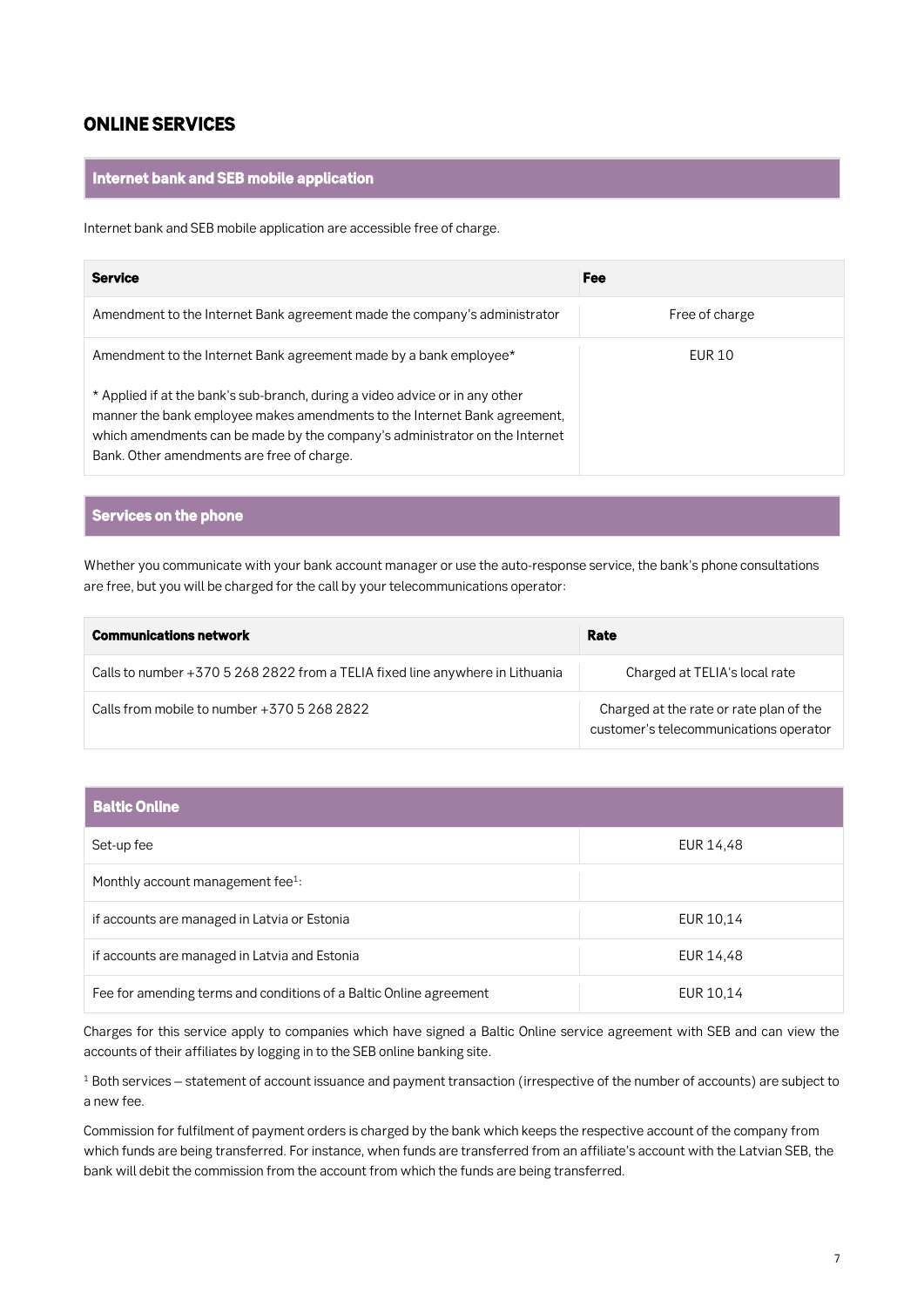# ONLINE SERVICES

## Internet bank and SEB mobile application

Internet bank and SEB mobile application are accessible free of charge.

| Service | Fee |
| --- | --- |
| Amendment to the Internet Bank agreement made the company's administrator | Free of charge |
| Amendment to the Internet Bank agreement made by a bank employee*<br><br>* Applied if at the bank's sub-branch, during a video advice or in any other manner the bank employee makes amendments to the Internet Bank agreement, which amendments can be made by the company's administrator on the Internet Bank. Other amendments are free of charge. | EUR 10 |

## Services on the phone

Whether you communicate with your bank account manager or use the auto-response service, the bank's phone consultations are free, but you will be charged for the call by your telecommunications operator:

| Communications network | Rate |
| --- | --- |
| Calls to number +370 5 268 2822 from a TELIA fixed line anywhere in Lithuania | Charged at TELIA's local rate |
| Calls from mobile to number +370 5 268 2822 | Charged at the rate or rate plan of the customer's telecommunications operator |

| Baltic Online | |
| --- | --- |
| Set-up fee | EUR 14,48 |
| Monthly account management fee[1]: | |
| if accounts are managed in Latvia or Estonia | EUR 10,14 |
| if accounts are managed in Latvia and Estonia | EUR 14,48 |
| Fee for amending terms and conditions of a Baltic Online agreement | EUR 10,14 |

Charges for this service apply to companies which have signed a Baltic Online service agreement with SEB and can view the accounts of their affiliates by logging in to the SEB online banking site.

[1] Both services – statement of account issuance and payment transaction (irrespective of the number of accounts) are subject to a new fee.

Commission for fulfilment of payment orders is charged by the bank which keeps the respective account of the company from which funds are being transferred. For instance, when funds are transferred from an affiliate's account with the Latvian SEB, the bank will debit the commission from the account from which the funds are being transferred.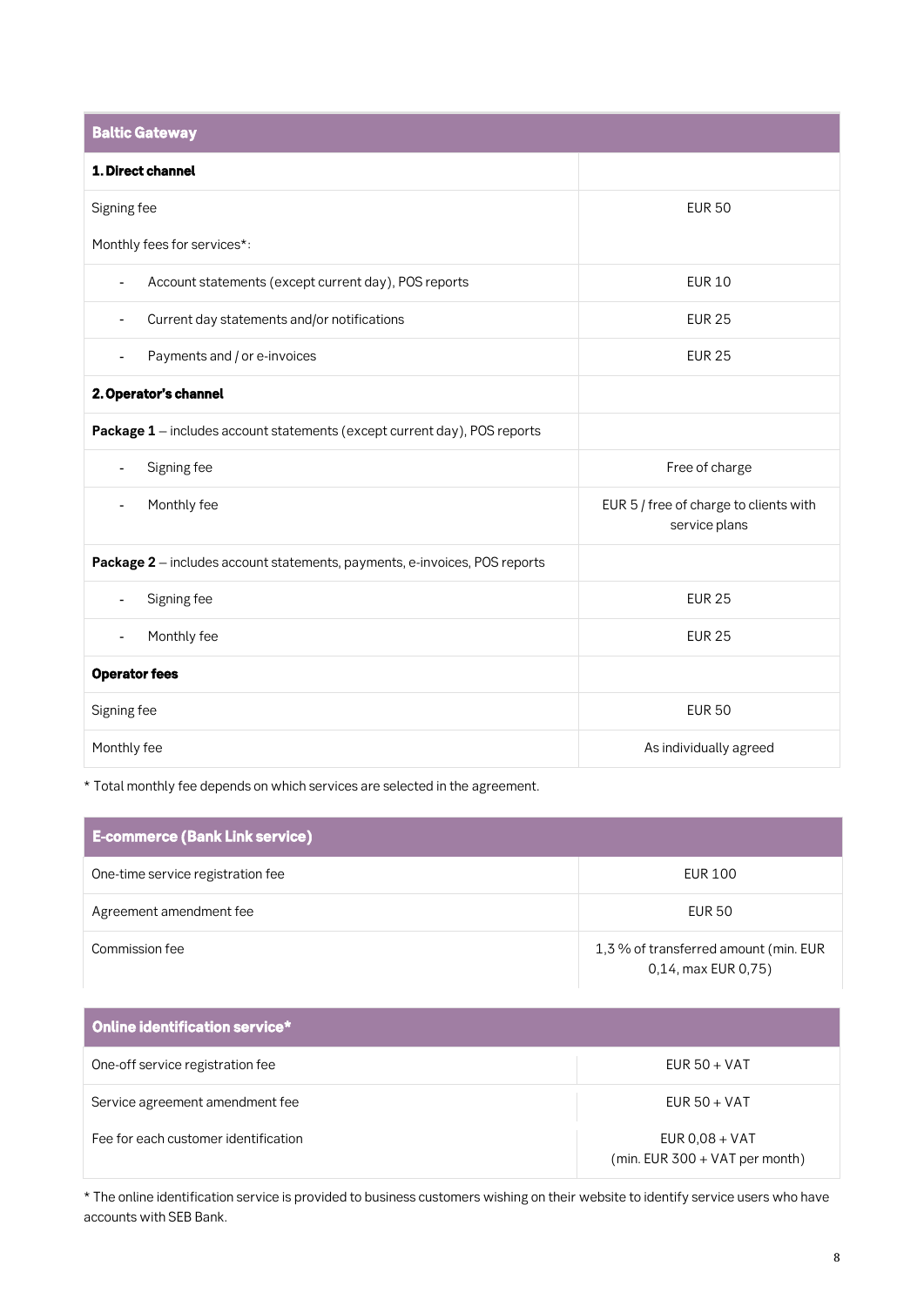| Baltic Gateway | |
|---|---|
| **1. Direct channel** | |
| Signing fee | EUR 50 |
| Monthly fees for services*: | |
| - Account statements (except current day), POS reports | EUR 10 |
| - Current day statements and/or notifications | EUR 25 |
| - Payments and / or e-invoices | EUR 25 |
| **2. Operator's channel** | |
| **Package 1** – includes account statements (except current day), POS reports | |
| - Signing fee | Free of charge |
| - Monthly fee | EUR 5 / free of charge to clients with service plans |
| **Package 2** – includes account statements, payments, e-invoices, POS reports | |
| - Signing fee | EUR 25 |
| - Monthly fee | EUR 25 |
| **Operator fees** | |
| Signing fee | EUR 50 |
| Monthly fee | As individually agreed |

* Total monthly fee depends on which services are selected in the agreement.

| E-commerce (Bank Link service) | |
|---|---|
| One-time service registration fee | EUR 100 |
| Agreement amendment fee | EUR 50 |
| Commission fee | 1,3 % of transferred amount (min. EUR 0,14, max EUR 0,75) |

| Online identification service* | |
|---|---|
| One-off service registration fee | EUR 50 + VAT |
| Service agreement amendment fee | EUR 50 + VAT |
| Fee for each customer identification | EUR 0,08 + VAT (min. EUR 300 + VAT per month) |

* The online identification service is provided to business customers wishing on their website to identify service users who have accounts with SEB Bank.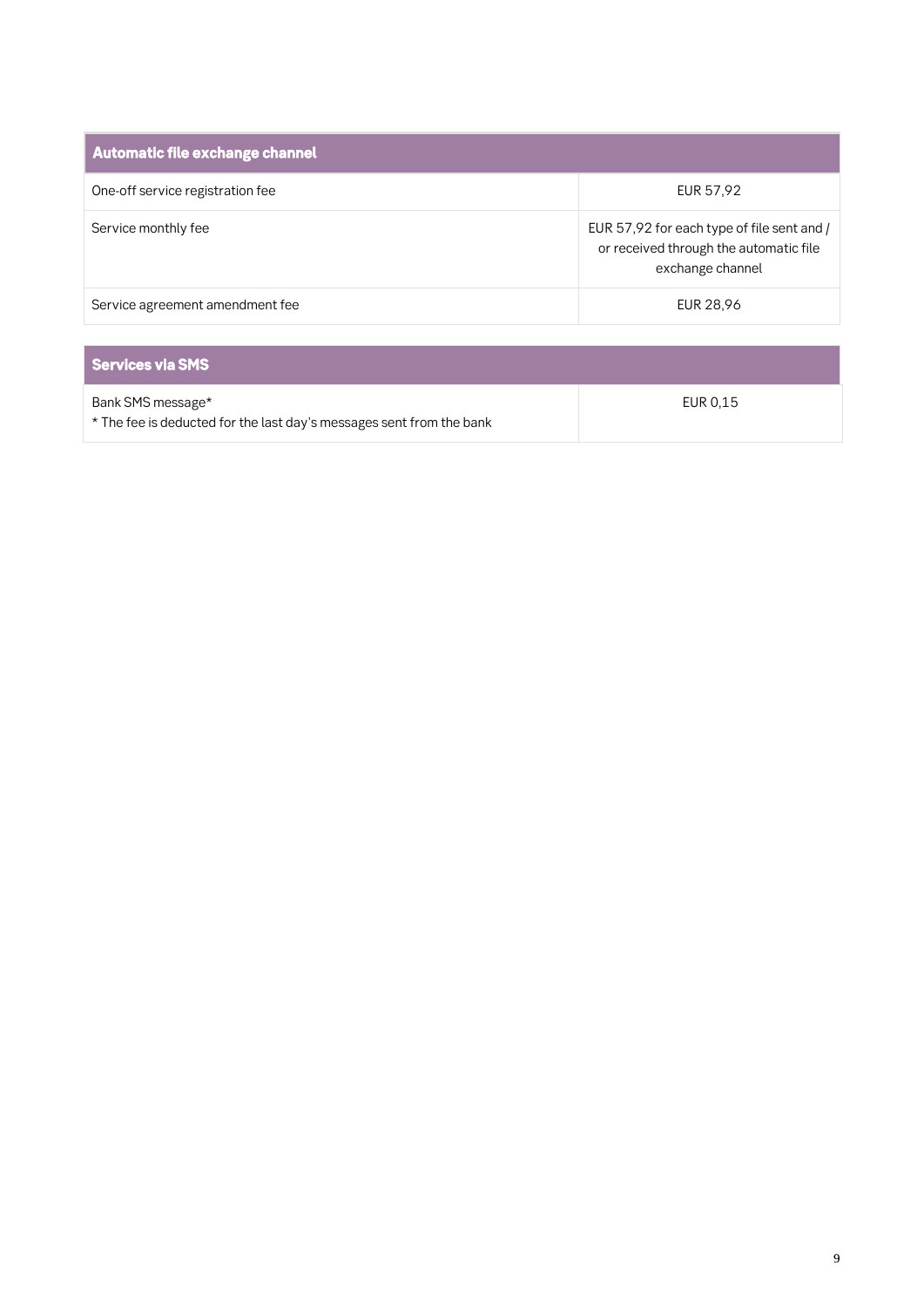| Automatic file exchange channel | |
|---|---|
| One-off service registration fee | EUR 57,92 |
| Service monthly fee | EUR 57,92 for each type of file sent and / or received through the automatic file exchange channel |
| Service agreement amendment fee | EUR 28,96 |

| Services via SMS | |
|---|---|
| Bank SMS message*<br>* The fee is deducted for the last day's messages sent from the bank | EUR 0,15 |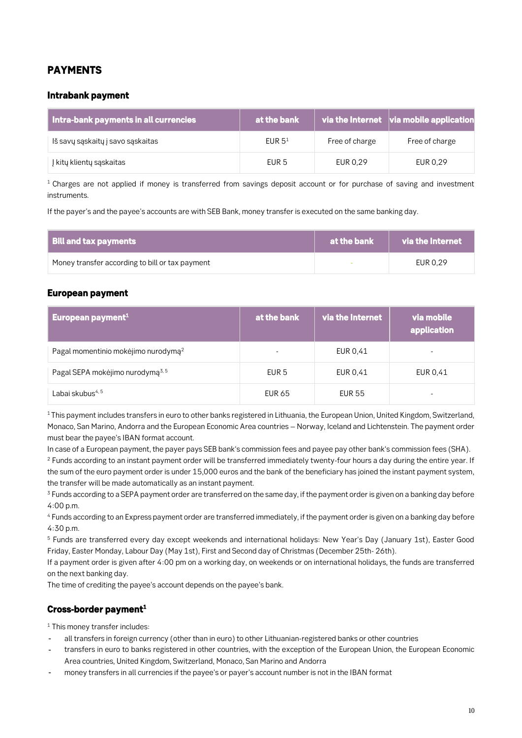## PAYMENTS

### Intrabank payment

| Intra-bank payments in all currencies | at the bank | via the Internet | via mobile application |
|---|---|---|---|
| Iš savų sąskaitų į savo sąskaitas | EUR 5[1] | Free of charge | Free of charge |
| Į kitų klientų sąskaitas | EUR 5 | EUR 0,29 | EUR 0,29 |

[1] Charges are not applied if money is transferred from savings deposit account or for purchase of saving and investment instruments.

If the payer's and the payee's accounts are with SEB Bank, money transfer is executed on the same banking day.

| Bill and tax payments | at the bank | via the Internet |
|---|---|---|
| Money transfer according to bill or tax payment | - | EUR 0,29 |

### European payment

| European payment[1] | at the bank | via the Internet | via mobile application |
|---|---|---|---|
| Pagal momentinio mokėjimo nurodymą[2] | - | EUR 0,41 | - |
| Pagal SEPA mokėjimo nurodymą[3, 5] | EUR 5 | EUR 0,41 | EUR 0,41 |
| Labai skubus[4, 5] | EUR 65 | EUR 55 | - |

[1] This payment includes transfers in euro to other banks registered in Lithuania, the European Union, United Kingdom, Switzerland, Monaco, San Marino, Andorra and the European Economic Area countries – Norway, Iceland and Lichtenstein. The payment order must bear the payee's IBAN format account.

In case of a European payment, the payer pays SEB bank's commission fees and payee pay other bank's commission fees (SHA).

[2] Funds according to an instant payment order will be transferred immediately twenty-four hours a day during the entire year. If the sum of the euro payment order is under 15,000 euros and the bank of the beneficiary has joined the instant payment system, the transfer will be made automatically as an instant payment.

[3] Funds according to a SEPA payment order are transferred on the same day, if the payment order is given on a banking day before 4:00 p.m.

[4] Funds according to an Express payment order are transferred immediately, if the payment order is given on a banking day before 4:30 p.m.

[5] Funds are transferred every day except weekends and international holidays: New Year's Day (January 1st), Easter Good Friday, Easter Monday, Labour Day (May 1st), First and Second day of Christmas (December 25th- 26th).

If a payment order is given after 4:00 pm on a working day, on weekends or on international holidays, the funds are transferred on the next banking day.

The time of crediting the payee's account depends on the payee's bank.

### Cross-border payment[1]

[1] This money transfer includes:

- all transfers in foreign currency (other than in euro) to other Lithuanian-registered banks or other countries
- transfers in euro to banks registered in other countries, with the exception of the European Union, the European Economic Area countries, United Kingdom, Switzerland, Monaco, San Marino and Andorra
- money transfers in all currencies if the payee's or payer's account number is not in the IBAN format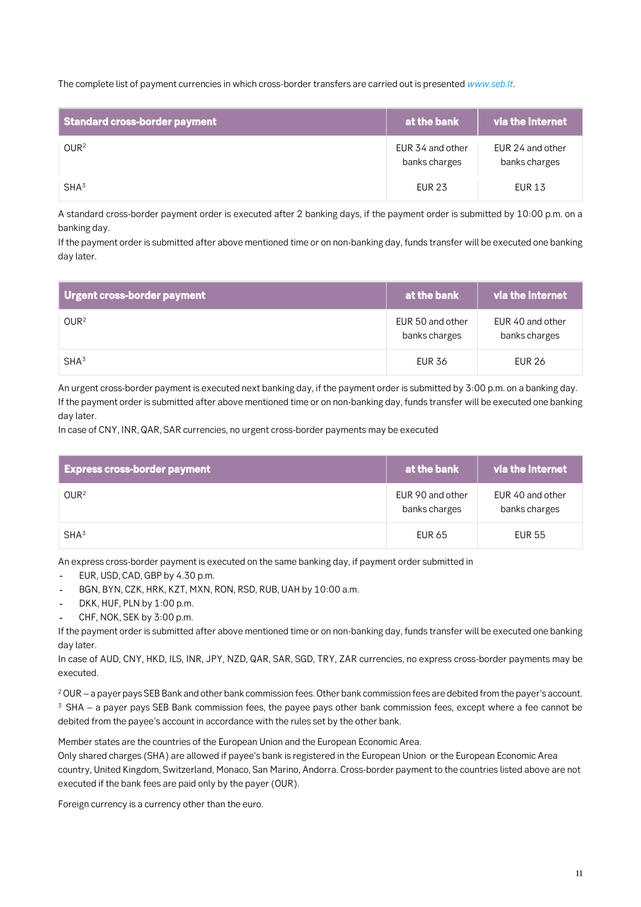The complete list of payment currencies in which cross-border transfers are carried out is presented *www.seb.lt*.

| Standard cross-border payment | at the bank | via the Internet |
|---|---|---|
| OUR[2] | EUR 34 and other banks charges | EUR 24 and other banks charges |
| SHA[3] | EUR 23 | EUR 13 |

A standard cross-border payment order is executed after 2 banking days, if the payment order is submitted by 10:00 p.m. on a banking day.
If the payment order is submitted after above mentioned time or on non-banking day, funds transfer will be executed one banking day later.

| Urgent cross-border payment | at the bank | via the Internet |
|---|---|---|
| OUR[2] | EUR 50 and other banks charges | EUR 40 and other banks charges |
| SHA[3] | EUR 36 | EUR 26 |

An urgent cross-border payment is executed next banking day, if the payment order is submitted by 3:00 p.m. on a banking day.
If the payment order is submitted after above mentioned time or on non-banking day, funds transfer will be executed one banking day later.
In case of CNY, INR, QAR, SAR currencies, no urgent cross-border payments may be executed

| Express cross-border payment | at the bank | via the Internet |
|---|---|---|
| OUR[2] | EUR 90 and other banks charges | EUR 40 and other banks charges |
| SHA[3] | EUR 65 | EUR 55 |

An express cross-border payment is executed on the same banking day, if payment order submitted in

- EUR, USD, CAD, GBP by 4.30 p.m.
- BGN, BYN, CZK, HRK, KZT, MXN, RON, RSD, RUB, UAH by 10:00 a.m.
- DKK, HUF, PLN by 1:00 p.m.
- CHF, NOK, SEK by 3:00 p.m.

If the payment order is submitted after above mentioned time or on non-banking day, funds transfer will be executed one banking day later.
In case of AUD, CNY, HKD, ILS, INR, JPY, NZD, QAR, SAR, SGD, TRY, ZAR currencies, no express cross-border payments may be executed.

[2] OUR – a payer pays SEB Bank and other bank commission fees. Other bank commission fees are debited from the payer's account.
[3] SHA – a payer pays SEB Bank commission fees, the payee pays other bank commission fees, except where a fee cannot be debited from the payee's account in accordance with the rules set by the other bank.

Member states are the countries of the European Union and the European Economic Area.
Only shared charges (SHA) are allowed if payee's bank is registered in the European Union or the European Economic Area country, United Kingdom, Switzerland, Monaco, San Marino, Andorra. Cross-border payment to the countries listed above are not executed if the bank fees are paid only by the payer (OUR).

Foreign currency is a currency other than the euro.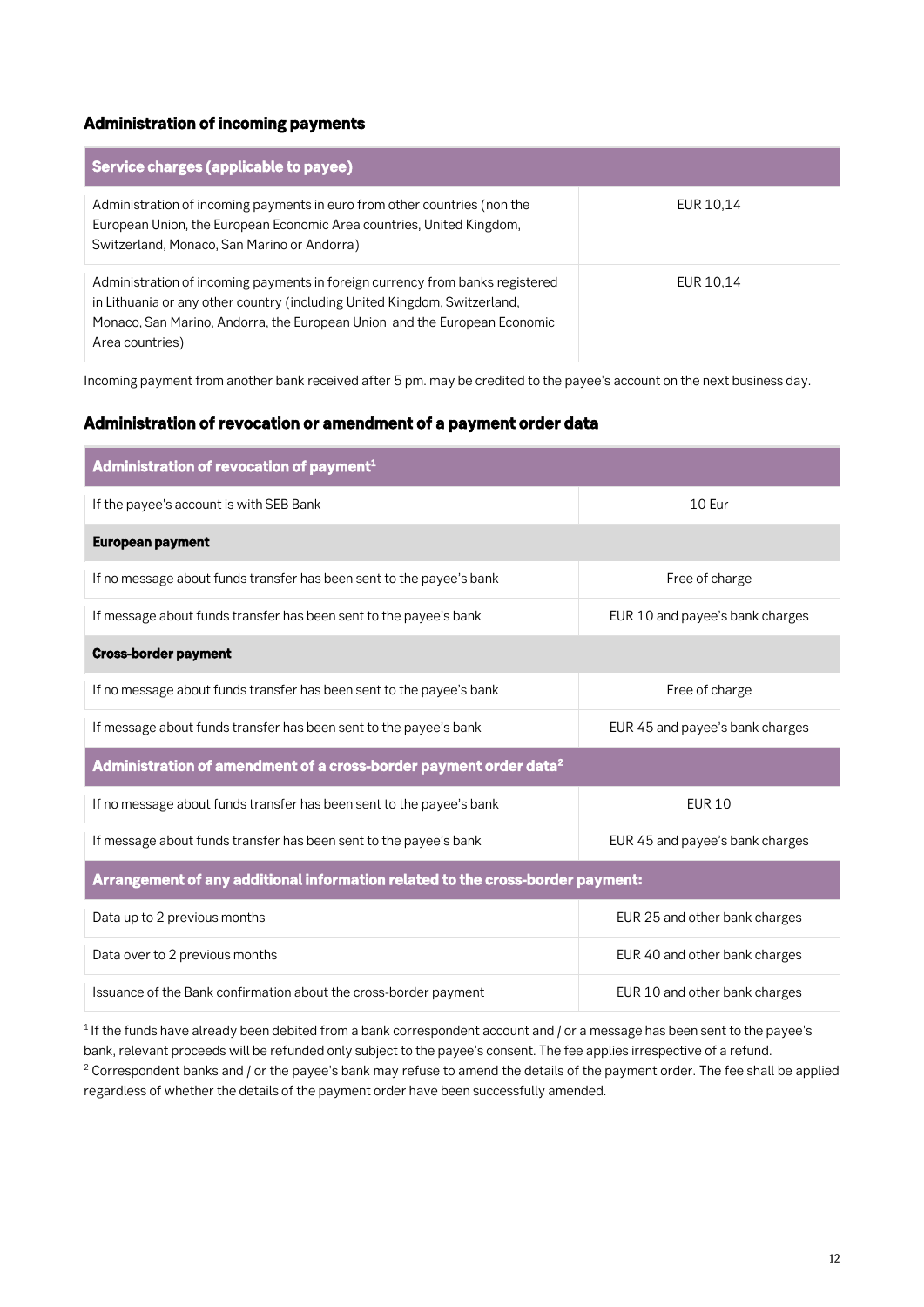### Administration of incoming payments

| Service charges (applicable to payee) | |
|---|---|
| Administration of incoming payments in euro from other countries (non the European Union, the European Economic Area countries, United Kingdom, Switzerland, Monaco, San Marino or Andorra) | EUR 10,14 |
| Administration of incoming payments in foreign currency from banks registered in Lithuania or any other country (including United Kingdom, Switzerland, Monaco, San Marino, Andorra, the European Union and the European Economic Area countries) | EUR 10,14 |

Incoming payment from another bank received after 5 pm. may be credited to the payee's account on the next business day.

### Administration of revocation or amendment of a payment order data

| Administration of revocation of payment[1] | |
|---|---|
| If the payee's account is with SEB Bank | 10 Eur |
| **European payment** | |
| If no message about funds transfer has been sent to the payee's bank | Free of charge |
| If message about funds transfer has been sent to the payee's bank | EUR 10 and payee's bank charges |
| **Cross-border payment** | |
| If no message about funds transfer has been sent to the payee's bank | Free of charge |
| If message about funds transfer has been sent to the payee's bank | EUR 45 and payee's bank charges |
| **Administration of amendment of a cross-border payment order data[2]** | |
| If no message about funds transfer has been sent to the payee's bank | EUR 10 |
| If message about funds transfer has been sent to the payee's bank | EUR 45 and payee's bank charges |
| **Arrangement of any additional information related to the cross-border payment:** | |
| Data up to 2 previous months | EUR 25 and other bank charges |
| Data over to 2 previous months | EUR 40 and other bank charges |
| Issuance of the Bank confirmation about the cross-border payment | EUR 10 and other bank charges |

[1] If the funds have already been debited from a bank correspondent account and / or a message has been sent to the payee's bank, relevant proceeds will be refunded only subject to the payee's consent. The fee applies irrespective of a refund.
[2] Correspondent banks and / or the payee's bank may refuse to amend the details of the payment order. The fee shall be applied regardless of whether the details of the payment order have been successfully amended.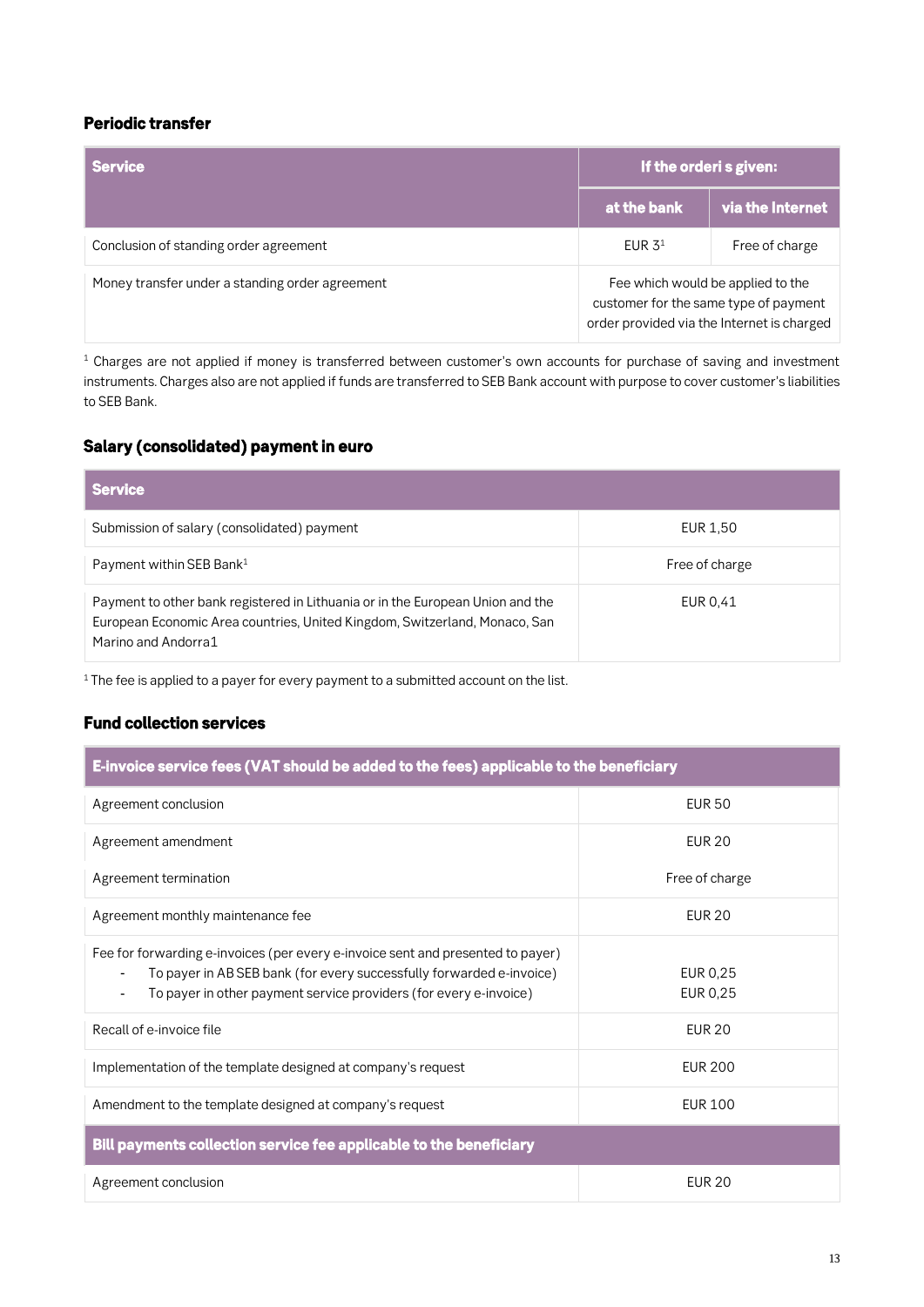### Periodic transfer

| Service | If the orderi s given: | |
|---|---|---|
| | at the bank | via the Internet |
| Conclusion of standing order agreement | EUR 3[1] | Free of charge |
| Money transfer under a standing order agreement | Fee which would be applied to the customer for the same type of payment order provided via the Internet is charged | |

[1] Charges are not applied if money is transferred between customer's own accounts for purchase of saving and investment instruments. Charges also are not applied if funds are transferred to SEB Bank account with purpose to cover customer's liabilities to SEB Bank.

### Salary (consolidated) payment in euro

| Service | |
|---|---|
| Submission of salary (consolidated) payment | EUR 1,50 |
| Payment within SEB Bank[1] | Free of charge |
| Payment to other bank registered in Lithuania or in the European Union and the European Economic Area countries, United Kingdom, Switzerland, Monaco, San Marino and Andorra1 | EUR 0,41 |

[1] The fee is applied to a payer for every payment to a submitted account on the list.

### Fund collection services

| E-invoice service fees (VAT should be added to the fees) applicable to the beneficiary | |
|---|---|
| Agreement conclusion | EUR 50 |
| Agreement amendment | EUR 20 |
| Agreement termination | Free of charge |
| Agreement monthly maintenance fee | EUR 20 |
| Fee for forwarding e-invoices (per every e-invoice sent and presented to payer)<br>- To payer in AB SEB bank (for every successfully forwarded e-invoice)<br>- To payer in other payment service providers (for every e-invoice) | <br>EUR 0,25<br>EUR 0,25 |
| Recall of e-invoice file | EUR 20 |
| Implementation of the template designed at company's request | EUR 200 |
| Amendment to the template designed at company's request | EUR 100 |
| **Bill payments collection service fee applicable to the beneficiary** | |
| Agreement conclusion | EUR 20 |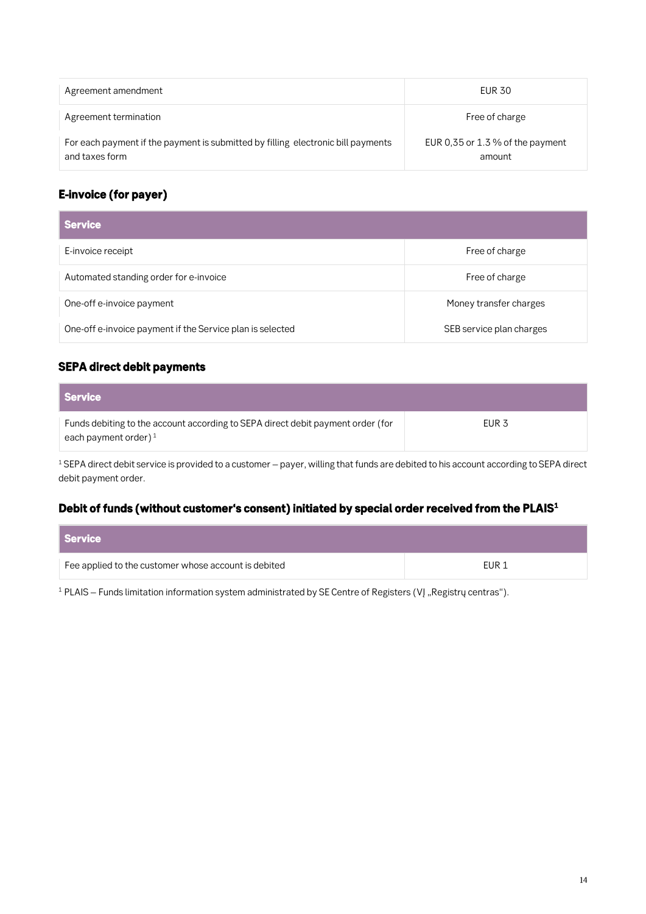| | |
|---|---|
| Agreement amendment | EUR 30 |
| Agreement termination | Free of charge |
| For each payment if the payment is submitted by filling electronic bill payments and taxes form | EUR 0,35 or 1.3 % of the payment amount |

### E-invoice (for payer)

| Service | |
|---|---|
| E-invoice receipt | Free of charge |
| Automated standing order for e-invoice | Free of charge |
| One-off e-invoice payment | Money transfer charges |
| One-off e-invoice payment if the Service plan is selected | SEB service plan charges |

### SEPA direct debit payments

| Service | |
|---|---|
| Funds debiting to the account according to SEPA direct debit payment order (for each payment order) [1] | EUR 3 |

[1] SEPA direct debit service is provided to a customer – payer, willing that funds are debited to his account according to SEPA direct debit payment order.

### Debit of funds (without customer's consent) initiated by special order received from the PLAIS[1]

| Service | |
|---|---|
| Fee applied to the customer whose account is debited | EUR 1 |

[1] PLAIS – Funds limitation information system administrated by SE Centre of Registers (VĮ „Registrų centras").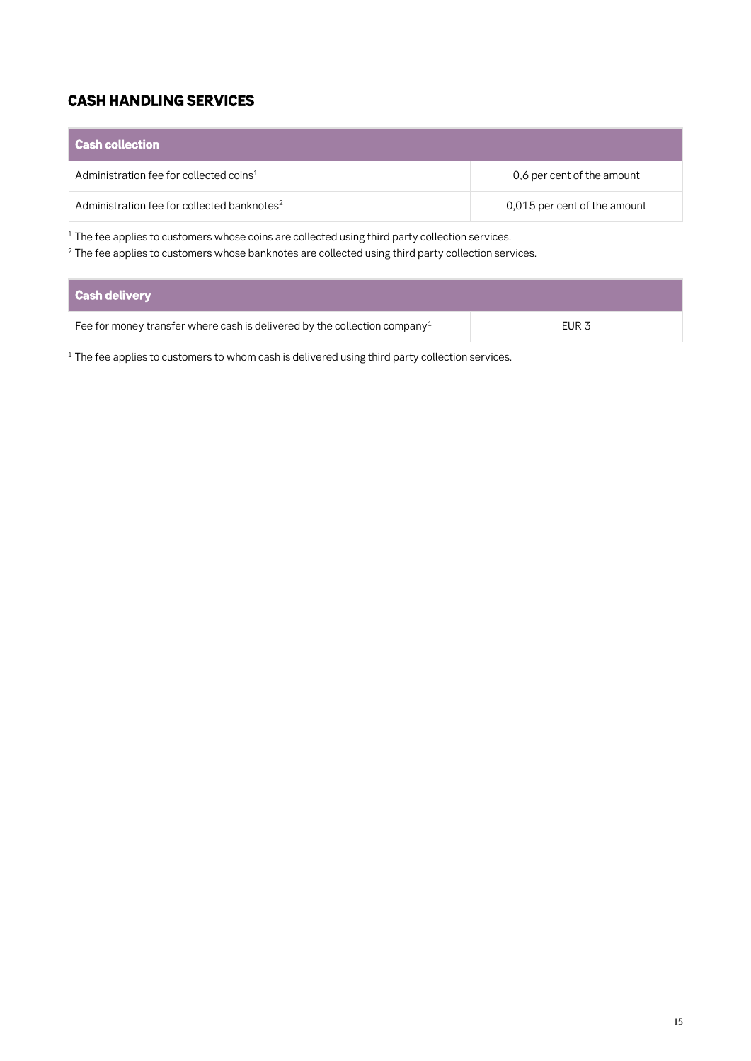## CASH HANDLING SERVICES

| Cash collection | |
|---|---|
| Administration fee for collected coins[1] | 0,6 per cent of the amount |
| Administration fee for collected banknotes[2] | 0,015 per cent of the amount |

[1] The fee applies to customers whose coins are collected using third party collection services.

[2] The fee applies to customers whose banknotes are collected using third party collection services.

| Cash delivery | |
|---|---|
| Fee for money transfer where cash is delivered by the collection company[1] | EUR 3 |

[1] The fee applies to customers to whom cash is delivered using third party collection services.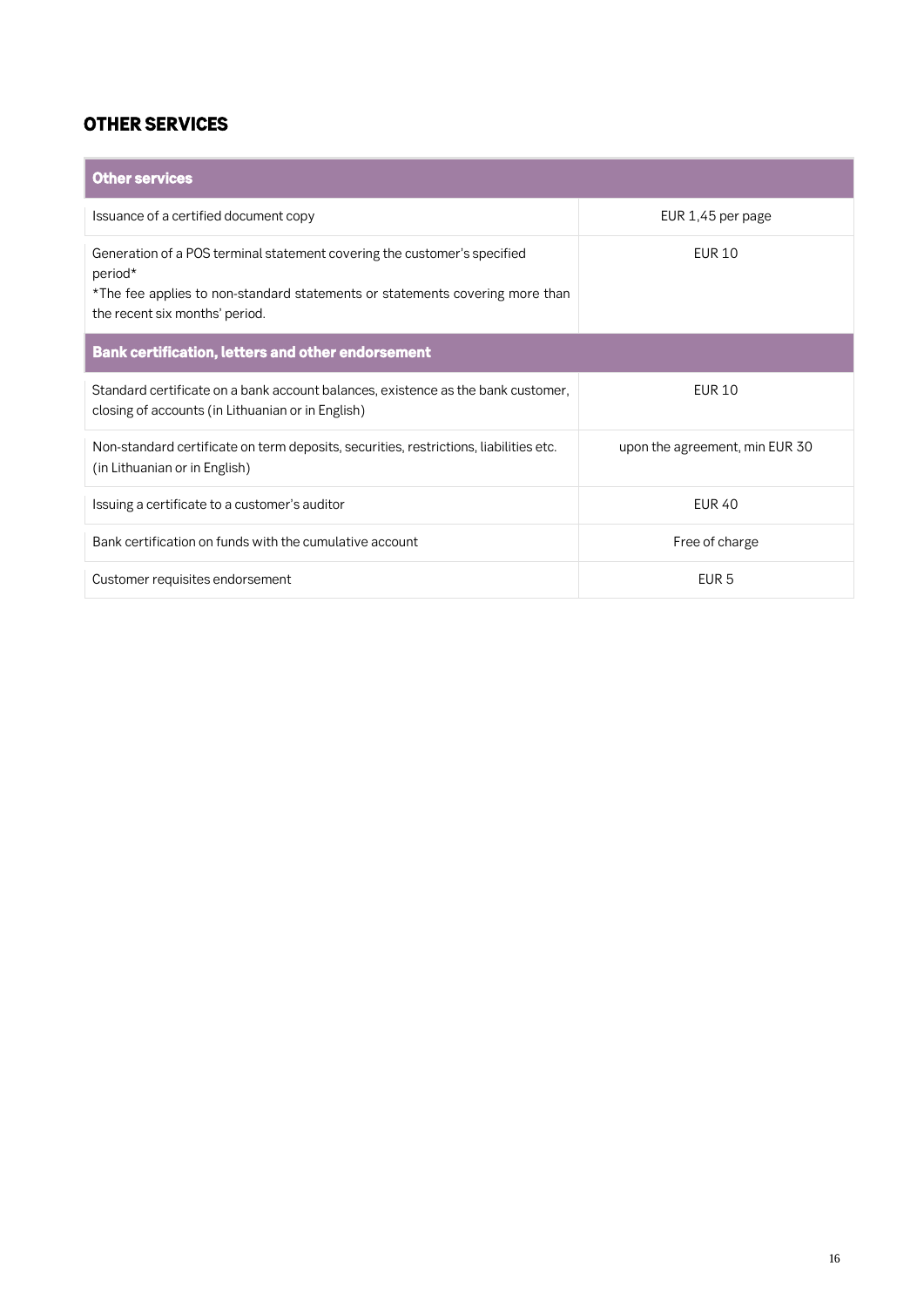## OTHER SERVICES

| Other services | |
|---|---|
| Issuance of a certified document copy | EUR 1,45 per page |
| Generation of a POS terminal statement covering the customer's specified period*<br>*The fee applies to non-standard statements or statements covering more than the recent six months' period. | EUR 10 |
| **Bank certification, letters and other endorsement** | |
| Standard certificate on a bank account balances, existence as the bank customer, closing of accounts (in Lithuanian or in English) | EUR 10 |
| Non-standard certificate on term deposits, securities, restrictions, liabilities etc. (in Lithuanian or in English) | upon the agreement, min EUR 30 |
| Issuing a certificate to a customer's auditor | EUR 40 |
| Bank certification on funds with the cumulative account | Free of charge |
| Customer requisites endorsement | EUR 5 |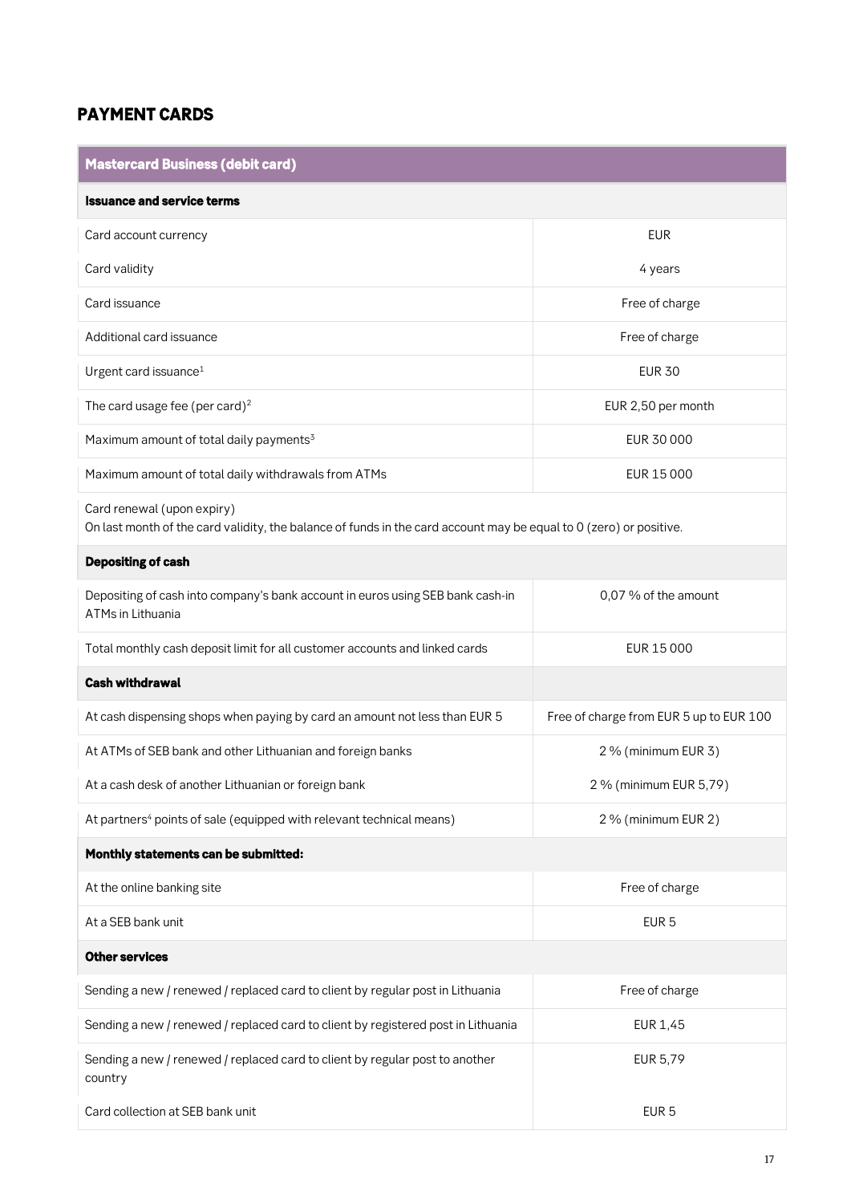## PAYMENT CARDS

| Mastercard Business (debit card) | |
|---|---|
| **Issuance and service terms** | |
| Card account currency | EUR |
| Card validity | 4 years |
| Card issuance | Free of charge |
| Additional card issuance | Free of charge |
| Urgent card issuance[1] | EUR 30 |
| The card usage fee (per card)[2] | EUR 2,50 per month |
| Maximum amount of total daily payments[3] | EUR 30 000 |
| Maximum amount of total daily withdrawals from ATMs | EUR 15 000 |
| Card renewal (upon expiry)<br>On last month of the card validity, the balance of funds in the card account may be equal to 0 (zero) or positive. | |
| **Depositing of cash** | |
| Depositing of cash into company's bank account in euros using SEB bank cash-in ATMs in Lithuania | 0,07 % of the amount |
| Total monthly cash deposit limit for all customer accounts and linked cards | EUR 15 000 |
| **Cash withdrawal** | |
| At cash dispensing shops when paying by card an amount not less than EUR 5 | Free of charge from EUR 5 up to EUR 100 |
| At ATMs of SEB bank and other Lithuanian and foreign banks | 2 % (minimum EUR 3) |
| At a cash desk of another Lithuanian or foreign bank | 2 % (minimum EUR 5,79) |
| At partners[4] points of sale (equipped with relevant technical means) | 2 % (minimum EUR 2) |
| **Monthly statements can be submitted:** | |
| At the online banking site | Free of charge |
| At a SEB bank unit | EUR 5 |
| **Other services** | |
| Sending a new / renewed / replaced card to client by regular post in Lithuania | Free of charge |
| Sending a new / renewed / replaced card to client by registered post in Lithuania | EUR 1,45 |
| Sending a new / renewed / replaced card to client by regular post to another country | EUR 5,79 |
| Card collection at SEB bank unit | EUR 5 |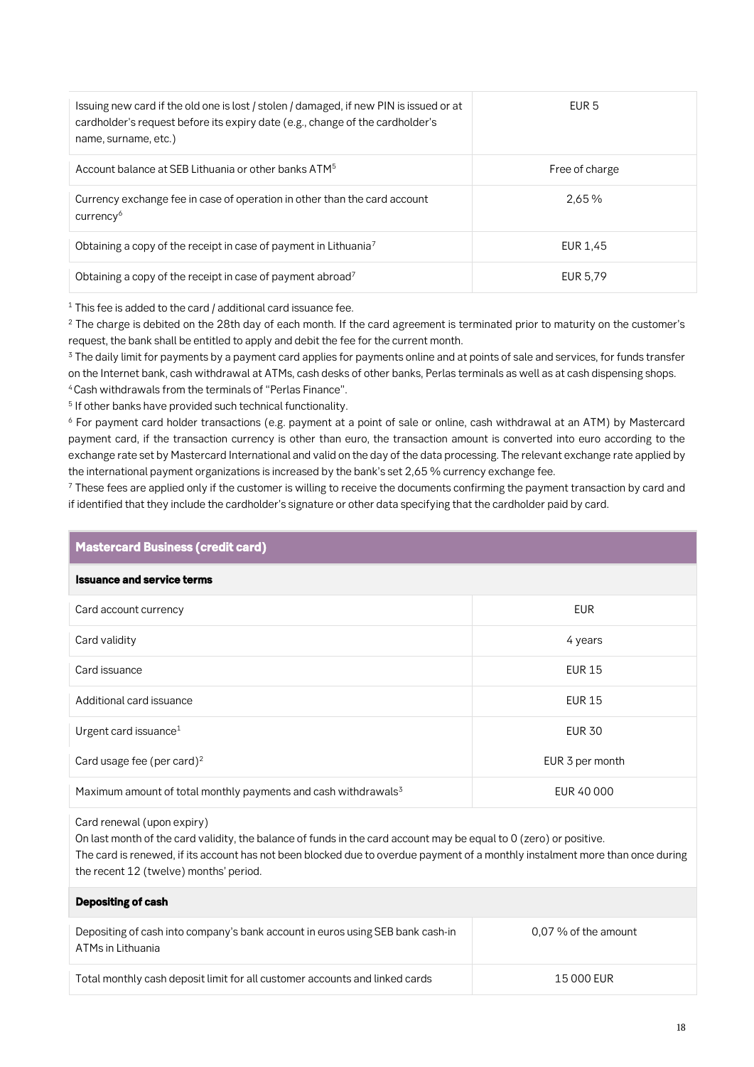| | |
|---|---|
| Issuing new card if the old one is lost / stolen / damaged, if new PIN is issued or at cardholder's request before its expiry date (e.g., change of the cardholder's name, surname, etc.) | EUR 5 |
| Account balance at SEB Lithuania or other banks ATM[5] | Free of charge |
| Currency exchange fee in case of operation in other than the card account currency[6] | 2,65 % |
| Obtaining a copy of the receipt in case of payment in Lithuania[7] | EUR 1,45 |
| Obtaining a copy of the receipt in case of payment abroad[7] | EUR 5,79 |

[1] This fee is added to the card / additional card issuance fee.

[2] The charge is debited on the 28th day of each month. If the card agreement is terminated prior to maturity on the customer's request, the bank shall be entitled to apply and debit the fee for the current month.

[3] The daily limit for payments by a payment card applies for payments online and at points of sale and services, for funds transfer on the Internet bank, cash withdrawal at ATMs, cash desks of other banks, Perlas terminals as well as at cash dispensing shops.

[4] Cash withdrawals from the terminals of "Perlas Finance".

[5] If other banks have provided such technical functionality.

[6] For payment card holder transactions (e.g. payment at a point of sale or online, cash withdrawal at an ATM) by Mastercard payment card, if the transaction currency is other than euro, the transaction amount is converted into euro according to the exchange rate set by Mastercard International and valid on the day of the data processing. The relevant exchange rate applied by the international payment organizations is increased by the bank's set 2,65 % currency exchange fee.

[7] These fees are applied only if the customer is willing to receive the documents confirming the payment transaction by card and if identified that they include the cardholder's signature or other data specifying that the cardholder paid by card.

## Mastercard Business (credit card)

### Issuance and service terms

| | |
|---|---|
| Card account currency | EUR |
| Card validity | 4 years |
| Card issuance | EUR 15 |
| Additional card issuance | EUR 15 |
| Urgent card issuance[1] | EUR 30 |
| Card usage fee (per card)[2] | EUR 3 per month |
| Maximum amount of total monthly payments and cash withdrawals[3] | EUR 40 000 |

Card renewal (upon expiry)

On last month of the card validity, the balance of funds in the card account may be equal to 0 (zero) or positive.

The card is renewed, if its account has not been blocked due to overdue payment of a monthly instalment more than once during the recent 12 (twelve) months' period.

### Depositing of cash

| | |
|---|---|
| Depositing of cash into company's bank account in euros using SEB bank cash-in ATMs in Lithuania | 0,07 % of the amount |
| Total monthly cash deposit limit for all customer accounts and linked cards | 15 000 EUR |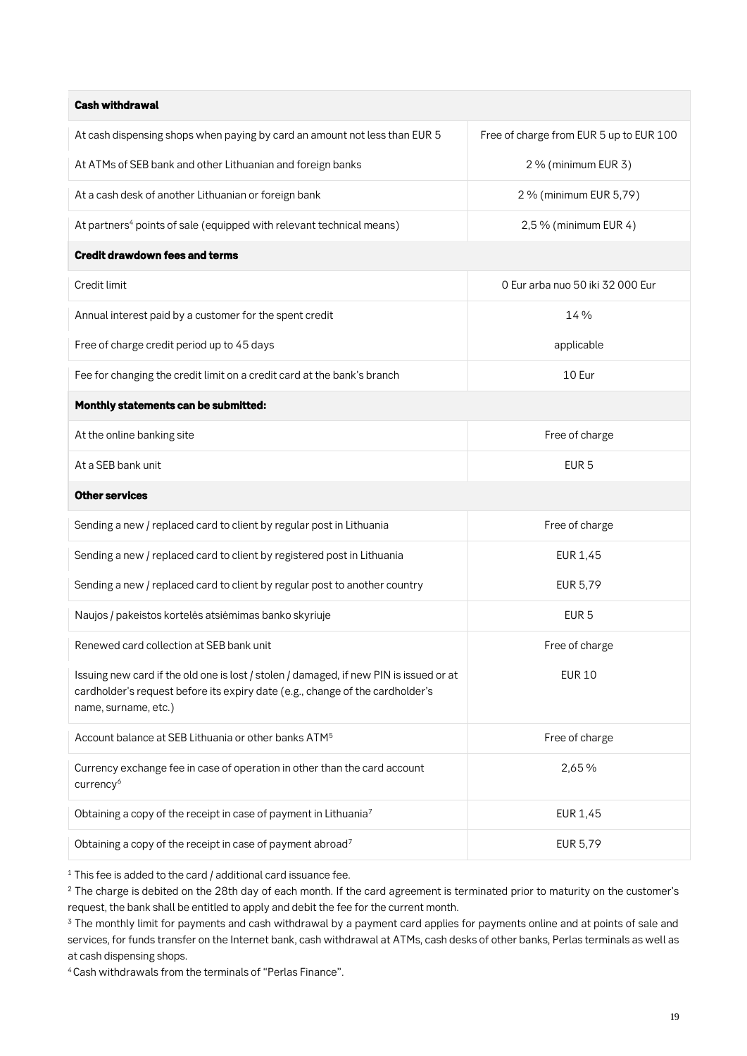| Cash withdrawal | |
|---|---|
| At cash dispensing shops when paying by card an amount not less than EUR 5 | Free of charge from EUR 5 up to EUR 100 |
| At ATMs of SEB bank and other Lithuanian and foreign banks | 2 % (minimum EUR 3) |
| At a cash desk of another Lithuanian or foreign bank | 2 % (minimum EUR 5,79) |
| At partners[4] points of sale (equipped with relevant technical means) | 2,5 % (minimum EUR 4) |
| **Credit drawdown fees and terms** | |
| Credit limit | 0 Eur arba nuo 50 iki 32 000 Eur |
| Annual interest paid by a customer for the spent credit | 14 % |
| Free of charge credit period up to 45 days | applicable |
| Fee for changing the credit limit on a credit card at the bank's branch | 10 Eur |
| **Monthly statements can be submitted:** | |
| At the online banking site | Free of charge |
| At a SEB bank unit | EUR 5 |
| **Other services** | |
| Sending a new / replaced card to client by regular post in Lithuania | Free of charge |
| Sending a new / replaced card to client by registered post in Lithuania | EUR 1,45 |
| Sending a new / replaced card to client by regular post to another country | EUR 5,79 |
| Naujos / pakeistos kortelės atsiėmimas banko skyriuje | EUR 5 |
| Renewed card collection at SEB bank unit | Free of charge |
| Issuing new card if the old one is lost / stolen / damaged, if new PIN is issued or at cardholder's request before its expiry date (e.g., change of the cardholder's name, surname, etc.) | EUR 10 |
| Account balance at SEB Lithuania or other banks ATM[5] | Free of charge |
| Currency exchange fee in case of operation in other than the card account currency[6] | 2,65 % |
| Obtaining a copy of the receipt in case of payment in Lithuania[7] | EUR 1,45 |
| Obtaining a copy of the receipt in case of payment abroad[7] | EUR 5,79 |

[1] This fee is added to the card / additional card issuance fee.

[2] The charge is debited on the 28th day of each month. If the card agreement is terminated prior to maturity on the customer's request, the bank shall be entitled to apply and debit the fee for the current month.

[3] The monthly limit for payments and cash withdrawal by a payment card applies for payments online and at points of sale and services, for funds transfer on the Internet bank, cash withdrawal at ATMs, cash desks of other banks, Perlas terminals as well as at cash dispensing shops.

[4] Cash withdrawals from the terminals of "Perlas Finance".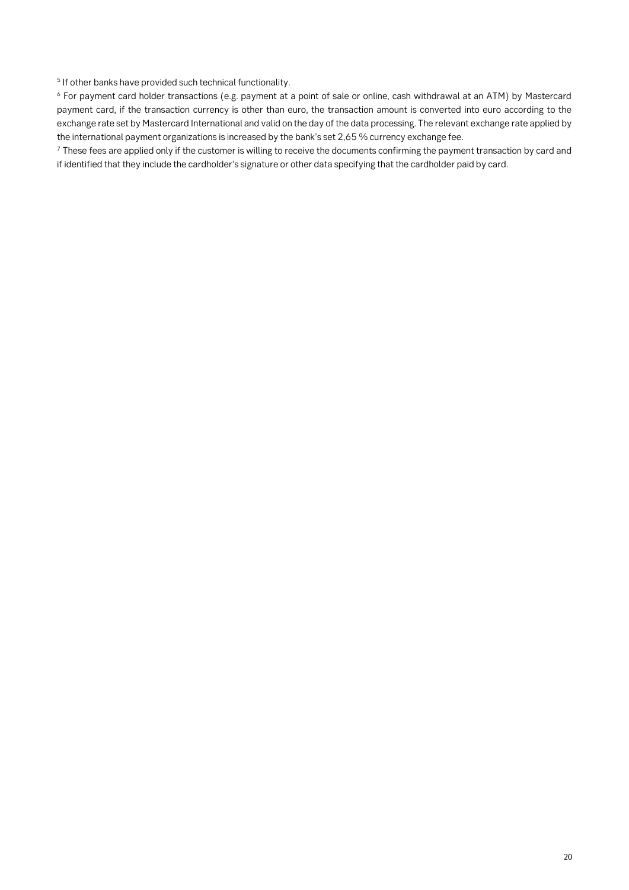[5] If other banks have provided such technical functionality.

[6] For payment card holder transactions (e.g. payment at a point of sale or online, cash withdrawal at an ATM) by Mastercard payment card, if the transaction currency is other than euro, the transaction amount is converted into euro according to the exchange rate set by Mastercard International and valid on the day of the data processing. The relevant exchange rate applied by the international payment organizations is increased by the bank's set 2,65 % currency exchange fee.

[7] These fees are applied only if the customer is willing to receive the documents confirming the payment transaction by card and if identified that they include the cardholder's signature or other data specifying that the cardholder paid by card.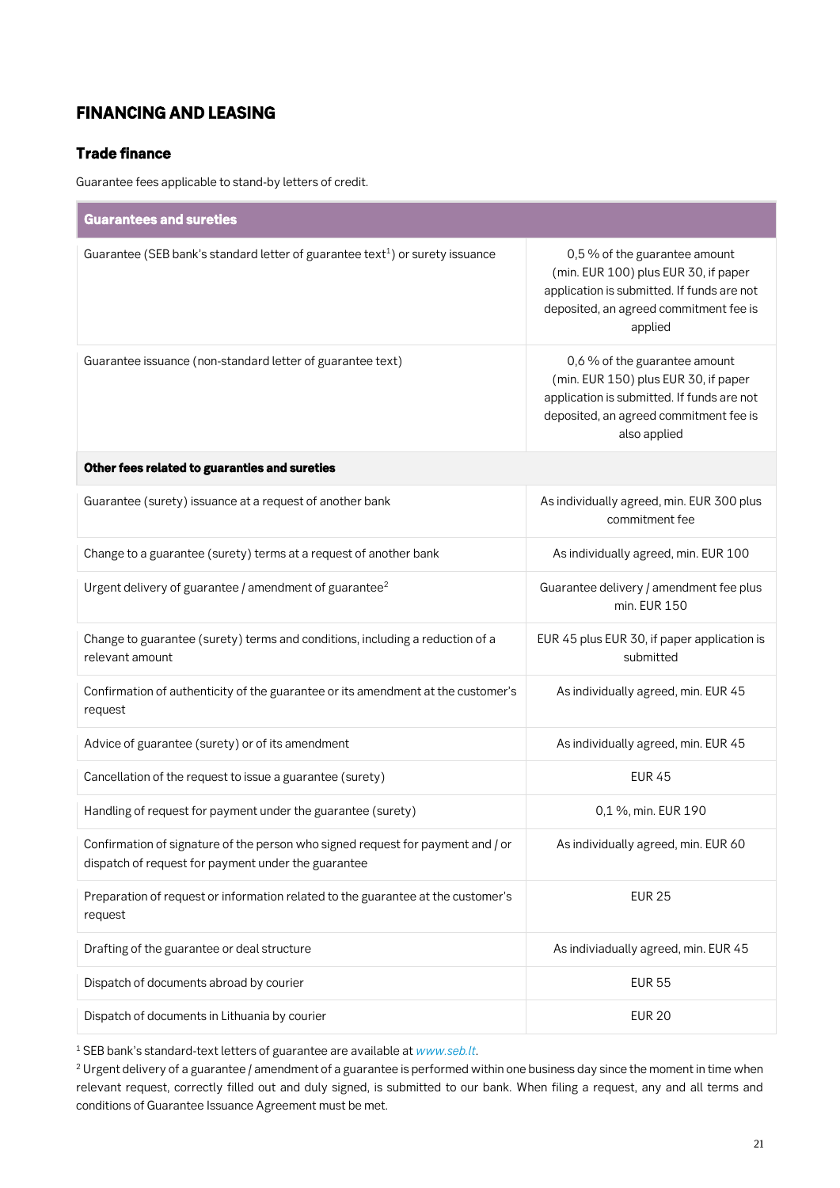# FINANCING AND LEASING

## Trade finance

Guarantee fees applicable to stand-by letters of credit.

| Guarantees and sureties | |
|---|---|
| Guarantee (SEB bank's standard letter of guarantee text[1]) or surety issuance | 0,5 % of the guarantee amount (min. EUR 100) plus EUR 30, if paper application is submitted. If funds are not deposited, an agreed commitment fee is applied |
| Guarantee issuance (non-standard letter of guarantee text) | 0,6 % of the guarantee amount (min. EUR 150) plus EUR 30, if paper application is submitted. If funds are not deposited, an agreed commitment fee is also applied |
| **Other fees related to guaranties and sureties** | |
| Guarantee (surety) issuance at a request of another bank | As individually agreed, min. EUR 300 plus commitment fee |
| Change to a guarantee (surety) terms at a request of another bank | As individually agreed, min. EUR 100 |
| Urgent delivery of guarantee / amendment of guarantee[2] | Guarantee delivery / amendment fee plus min. EUR 150 |
| Change to guarantee (surety) terms and conditions, including a reduction of a relevant amount | EUR 45 plus EUR 30, if paper application is submitted |
| Confirmation of authenticity of the guarantee or its amendment at the customer's request | As individually agreed, min. EUR 45 |
| Advice of guarantee (surety) or of its amendment | As individually agreed, min. EUR 45 |
| Cancellation of the request to issue a guarantee (surety) | EUR 45 |
| Handling of request for payment under the guarantee (surety) | 0,1 %, min. EUR 190 |
| Confirmation of signature of the person who signed request for payment and / or dispatch of request for payment under the guarantee | As individually agreed, min. EUR 60 |
| Preparation of request or information related to the guarantee at the customer's request | EUR 25 |
| Drafting of the guarantee or deal structure | As indiviadually agreed, min. EUR 45 |
| Dispatch of documents abroad by courier | EUR 55 |
| Dispatch of documents in Lithuania by courier | EUR 20 |

[1] SEB bank's standard-text letters of guarantee are available at *www.seb.lt*.

[2] Urgent delivery of a guarantee / amendment of a guarantee is performed within one business day since the moment in time when relevant request, correctly filled out and duly signed, is submitted to our bank. When filing a request, any and all terms and conditions of Guarantee Issuance Agreement must be met.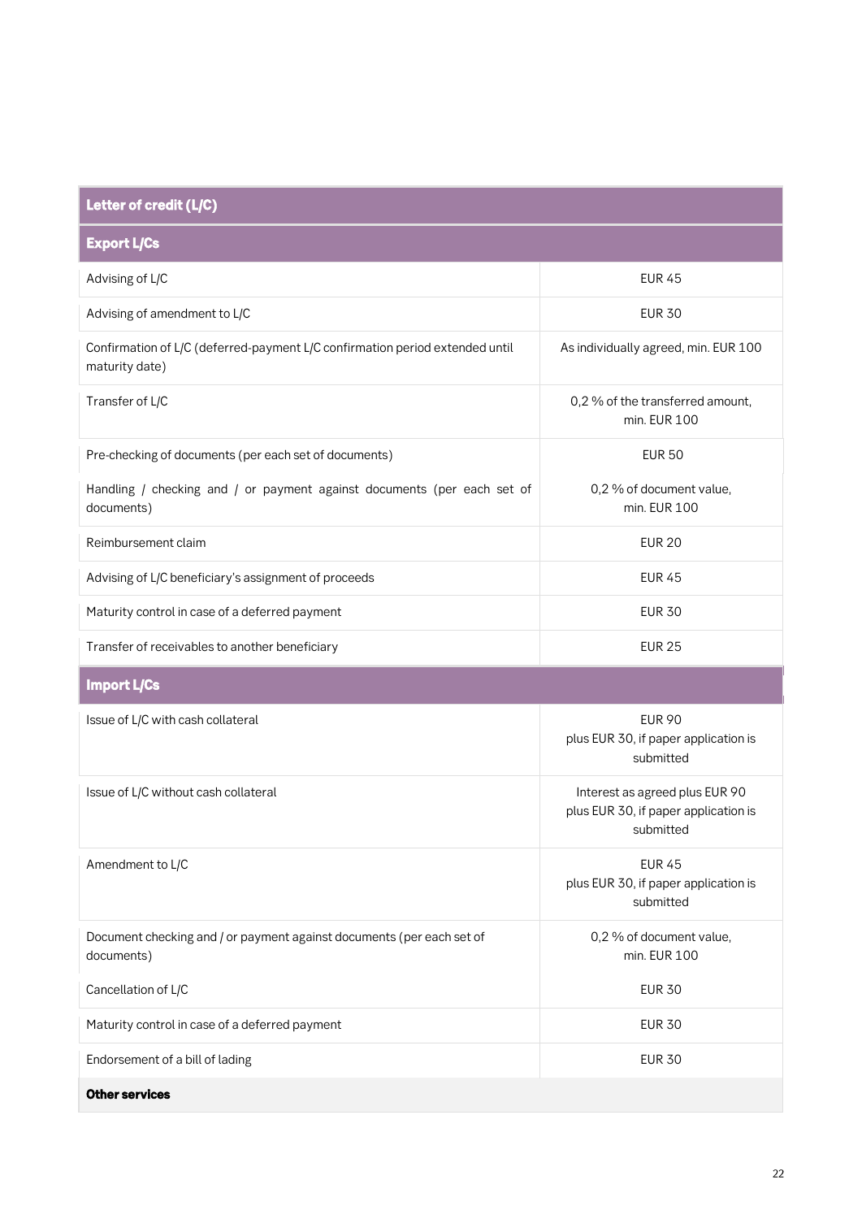| Letter of credit (L/C) | |
|---|---|
| **Export L/Cs** | |
| Advising of L/C | EUR 45 |
| Advising of amendment to L/C | EUR 30 |
| Confirmation of L/C (deferred-payment L/C confirmation period extended until maturity date) | As individually agreed, min. EUR 100 |
| Transfer of L/C | 0,2 % of the transferred amount, min. EUR 100 |
| Pre-checking of documents (per each set of documents) | EUR 50 |
| Handling / checking and / or payment against documents (per each set of documents) | 0,2 % of document value, min. EUR 100 |
| Reimbursement claim | EUR 20 |
| Advising of L/C beneficiary's assignment of proceeds | EUR 45 |
| Maturity control in case of a deferred payment | EUR 30 |
| Transfer of receivables to another beneficiary | EUR 25 |
| **Import L/Cs** | |
| Issue of L/C with cash collateral | EUR 90 plus EUR 30, if paper application is submitted |
| Issue of L/C without cash collateral | Interest as agreed plus EUR 90 plus EUR 30, if paper application is submitted |
| Amendment to L/C | EUR 45 plus EUR 30, if paper application is submitted |
| Document checking and / or payment against documents (per each set of documents) | 0,2 % of document value, min. EUR 100 |
| Cancellation of L/C | EUR 30 |
| Maturity control in case of a deferred payment | EUR 30 |
| Endorsement of a bill of lading | EUR 30 |
| **Other services** | |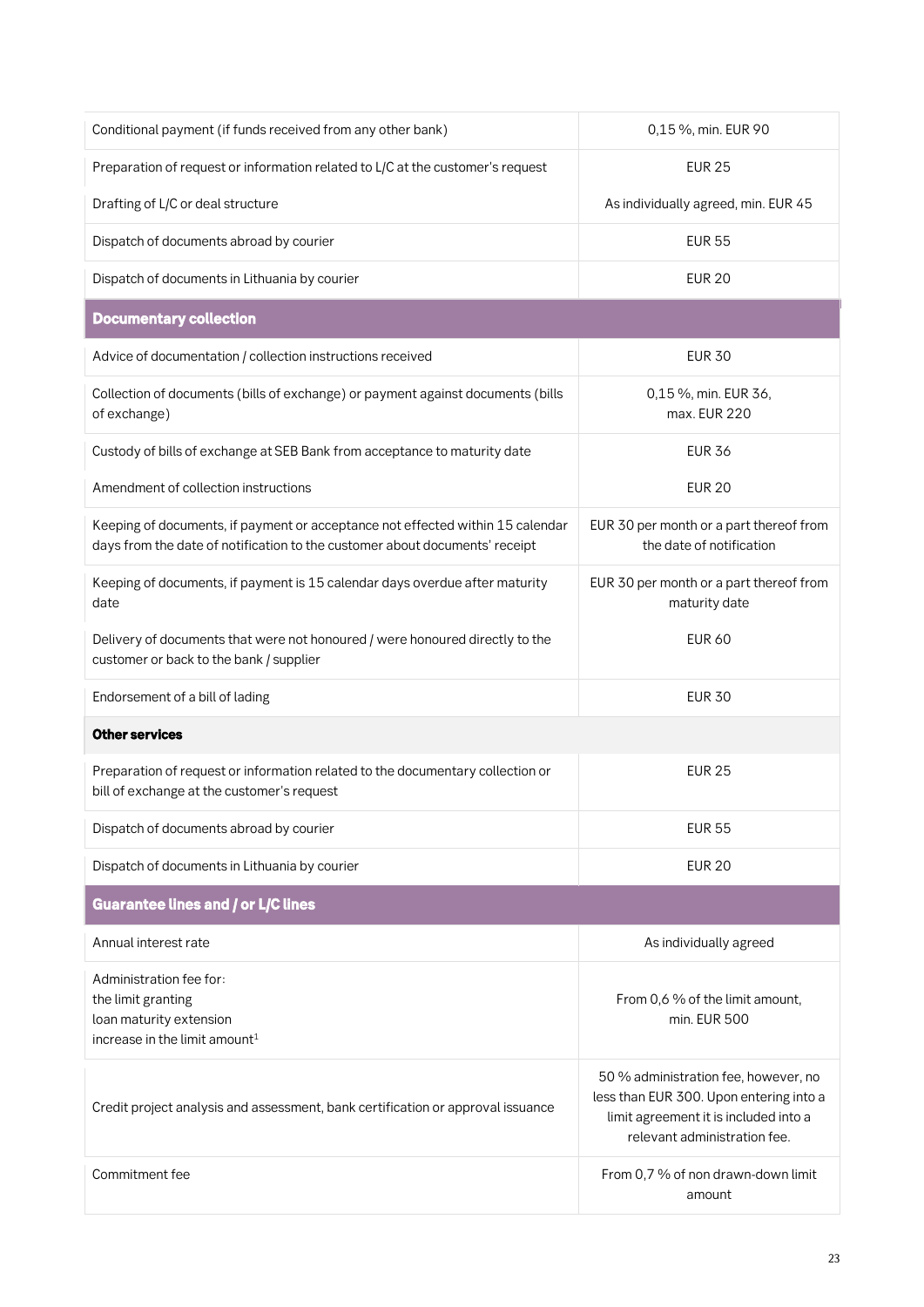| | |
|---|---|
| Conditional payment (if funds received from any other bank) | 0,15 %, min. EUR 90 |
| Preparation of request or information related to L/C at the customer's request | EUR 25 |
| Drafting of L/C or deal structure | As individually agreed, min. EUR 45 |
| Dispatch of documents abroad by courier | EUR 55 |
| Dispatch of documents in Lithuania by courier | EUR 20 |
| **Documentary collection** | |
| Advice of documentation / collection instructions received | EUR 30 |
| Collection of documents (bills of exchange) or payment against documents (bills of exchange) | 0,15 %, min. EUR 36, max. EUR 220 |
| Custody of bills of exchange at SEB Bank from acceptance to maturity date | EUR 36 |
| Amendment of collection instructions | EUR 20 |
| Keeping of documents, if payment or acceptance not effected within 15 calendar days from the date of notification to the customer about documents' receipt | EUR 30 per month or a part thereof from the date of notification |
| Keeping of documents, if payment is 15 calendar days overdue after maturity date | EUR 30 per month or a part thereof from maturity date |
| Delivery of documents that were not honoured / were honoured directly to the customer or back to the bank / supplier | EUR 60 |
| Endorsement of a bill of lading | EUR 30 |
| **Other services** | |
| Preparation of request or information related to the documentary collection or bill of exchange at the customer's request | EUR 25 |
| Dispatch of documents abroad by courier | EUR 55 |
| Dispatch of documents in Lithuania by courier | EUR 20 |
| **Guarantee lines and / or L/C lines** | |
| Annual interest rate | As individually agreed |
| Administration fee for:<br>the limit granting<br>loan maturity extension<br>increase in the limit amount[1] | From 0,6 % of the limit amount, min. EUR 500 |
| Credit project analysis and assessment, bank certification or approval issuance | 50 % administration fee, however, no less than EUR 300. Upon entering into a limit agreement it is included into a relevant administration fee. |
| Commitment fee | From 0,7 % of non drawn-down limit amount |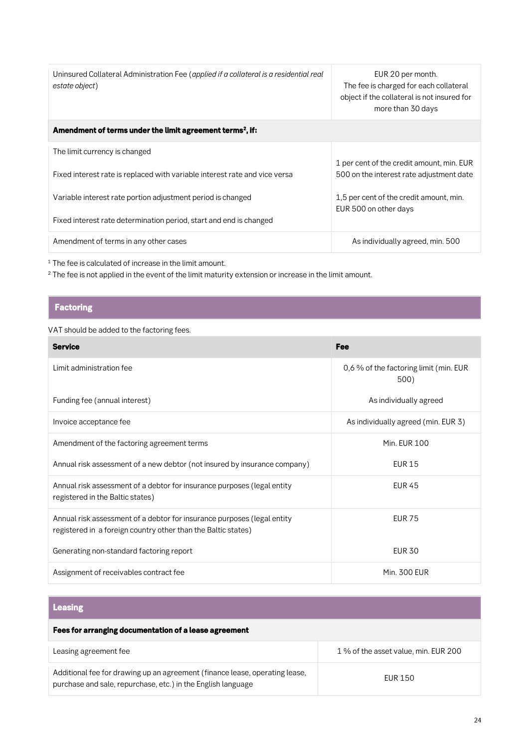| | |
|---|---|
| Uninsured Collateral Administration Fee (*applied if a collateral is a residential real estate object*) | EUR 20 per month. The fee is charged for each collateral object if the collateral is not insured for more than 30 days |
| **Amendment of terms under the limit agreement terms[2], if:** | |
| The limit currency is changed<br><br>Fixed interest rate is replaced with variable interest rate and vice versa<br><br>Variable interest rate portion adjustment period is changed<br><br>Fixed interest rate determination period, start and end is changed | 1 per cent of the credit amount, min. EUR 500 on the interest rate adjustment date<br><br>1,5 per cent of the credit amount, min. EUR 500 on other days |
| Amendment of terms in any other cases | As individually agreed, min. 500 |

[1] The fee is calculated of increase in the limit amount.

[2] The fee is not applied in the event of the limit maturity extension or increase in the limit amount.

## Factoring

VAT should be added to the factoring fees.

| Service | Fee |
|---|---|
| Limit administration fee | 0,6 % of the factoring limit (min. EUR 500) |
| Funding fee (annual interest) | As individually agreed |
| Invoice acceptance fee | As individually agreed (min. EUR 3) |
| Amendment of the factoring agreement terms | Min. EUR 100 |
| Annual risk assessment of a new debtor (not insured by insurance company) | EUR 15 |
| Annual risk assessment of a debtor for insurance purposes (legal entity registered in the Baltic states) | EUR 45 |
| Annual risk assessment of a debtor for insurance purposes (legal entity registered in a foreign country other than the Baltic states) | EUR 75 |
| Generating non-standard factoring report | EUR 30 |
| Assignment of receivables contract fee | Min. 300 EUR |

## Leasing

| **Fees for arranging documentation of a lease agreement** | |
|---|---|
| Leasing agreement fee | 1 % of the asset value, min. EUR 200 |
| Additional fee for drawing up an agreement (finance lease, operating lease, purchase and sale, repurchase, etc.) in the English language | EUR 150 |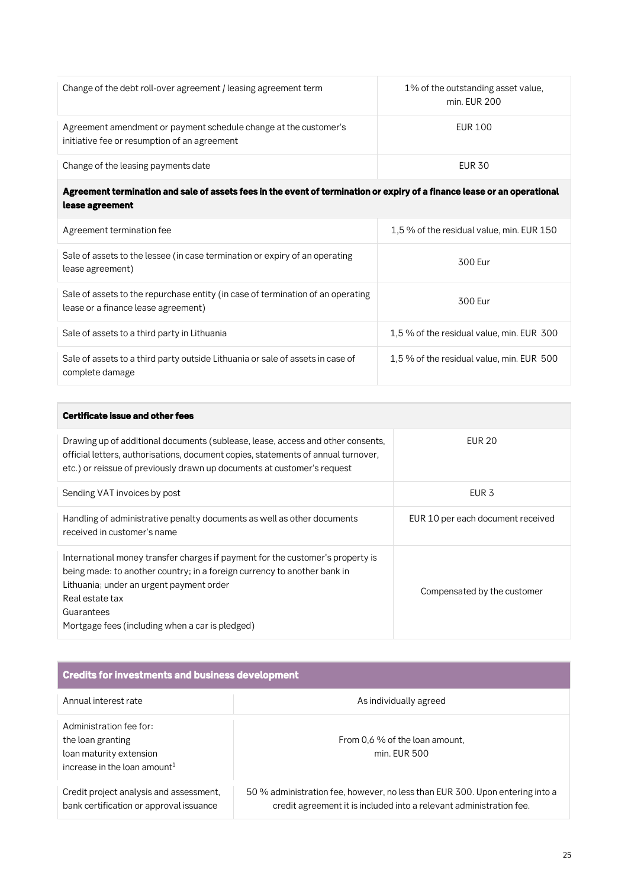| | |
|---|---|
| Change of the debt roll-over agreement / leasing agreement term | 1% of the outstanding asset value, min. EUR 200 |
| Agreement amendment or payment schedule change at the customer's initiative fee or resumption of an agreement | EUR 100 |
| Change of the leasing payments date | EUR 30 |
| **Agreement termination and sale of assets fees in the event of termination or expiry of a finance lease or an operational lease agreement** | |
| Agreement termination fee | 1,5 % of the residual value, min. EUR 150 |
| Sale of assets to the lessee (in case termination or expiry of an operating lease agreement) | 300 Eur |
| Sale of assets to the repurchase entity (in case of termination of an operating lease or a finance lease agreement) | 300 Eur |
| Sale of assets to a third party in Lithuania | 1,5 % of the residual value, min. EUR 300 |
| Sale of assets to a third party outside Lithuania or sale of assets in case of complete damage | 1,5 % of the residual value, min. EUR 500 |

| **Certificate issue and other fees** | |
|---|---|
| Drawing up of additional documents (sublease, lease, access and other consents, official letters, authorisations, document copies, statements of annual turnover, etc.) or reissue of previously drawn up documents at customer's request | EUR 20 |
| Sending VAT invoices by post | EUR 3 |
| Handling of administrative penalty documents as well as other documents received in customer's name | EUR 10 per each document received |
| International money transfer charges if payment for the customer's property is being made: to another country; in a foreign currency to another bank in Lithuania; under an urgent payment order<br>Real estate tax<br>Guarantees<br>Mortgage fees (including when a car is pledged) | Compensated by the customer |

| **Credits for investments and business development** | |
|---|---|
| Annual interest rate | As individually agreed |
| Administration fee for:<br>the loan granting<br>loan maturity extension<br>increase in the loan amount[1] | From 0,6 % of the loan amount, min. EUR 500 |
| Credit project analysis and assessment, bank certification or approval issuance | 50 % administration fee, however, no less than EUR 300. Upon entering into a credit agreement it is included into a relevant administration fee. |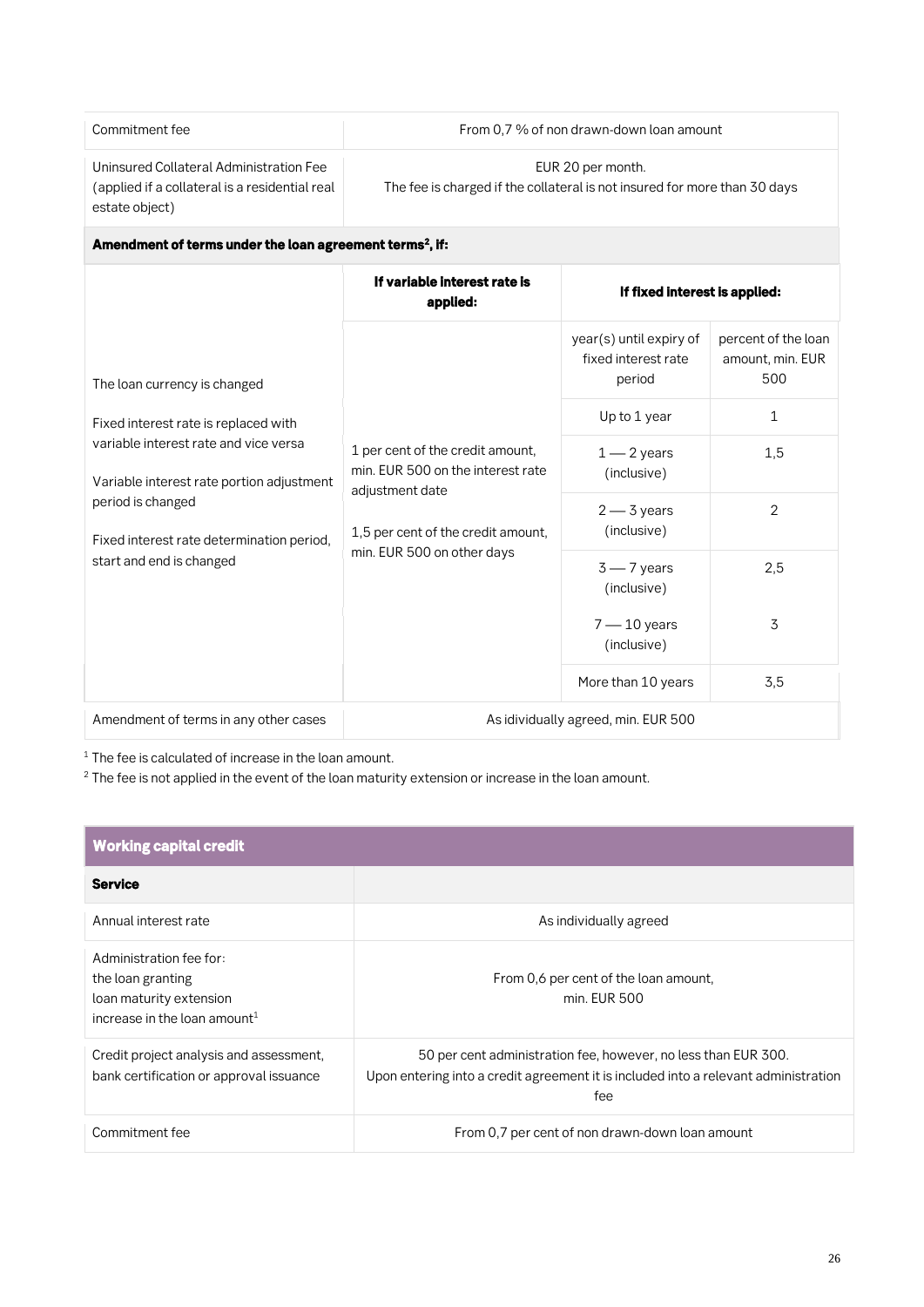| | |
|---|---|
| Commitment fee | From 0,7 % of non drawn-down loan amount |
| Uninsured Collateral Administration Fee (applied if a collateral is a residential real estate object) | EUR 20 per month. The fee is charged if the collateral is not insured for more than 30 days |

**Amendment of terms under the loan agreement terms[2], if:**

| | **If variable interest rate is applied:** | **If fixed interest is applied:** | |
|---|---|---|---|
| | | year(s) until expiry of fixed interest rate period | percent of the loan amount, min. EUR 500 |
| The loan currency is changed<br><br>Fixed interest rate is replaced with variable interest rate and vice versa<br><br>Variable interest rate portion adjustment period is changed<br><br>Fixed interest rate determination period, start and end is changed | 1 per cent of the credit amount, min. EUR 500 on the interest rate adjustment date<br><br>1,5 per cent of the credit amount, min. EUR 500 on other days | Up to 1 year | 1 |
| | | 1 — 2 years (inclusive) | 1,5 |
| | | 2 — 3 years (inclusive) | 2 |
| | | 3 — 7 years (inclusive) | 2,5 |
| | | 7 — 10 years (inclusive) | 3 |
| | | More than 10 years | 3,5 |
| Amendment of terms in any other cases | As idividually agreed, min. EUR 500 | | |

[1] The fee is calculated of increase in the loan amount.

[2] The fee is not applied in the event of the loan maturity extension or increase in the loan amount.

## Working capital credit

| **Service** | |
|---|---|
| Annual interest rate | As individually agreed |
| Administration fee for:<br>the loan granting<br>loan maturity extension<br>increase in the loan amount[1] | From 0,6 per cent of the loan amount, min. EUR 500 |
| Credit project analysis and assessment, bank certification or approval issuance | 50 per cent administration fee, however, no less than EUR 300. Upon entering into a credit agreement it is included into a relevant administration fee |
| Commitment fee | From 0,7 per cent of non drawn-down loan amount |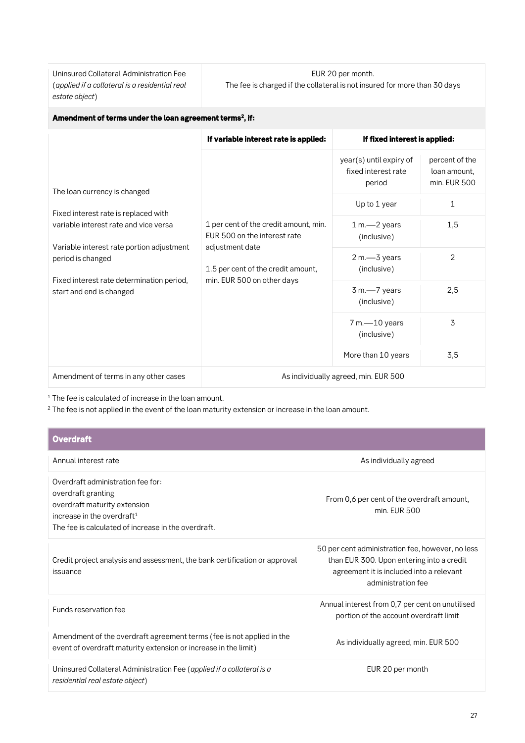| | |
|---|---|
| Uninsured Collateral Administration Fee (*applied if a collateral is a residential real estate object*) | EUR 20 per month.<br>The fee is charged if the collateral is not insured for more than 30 days |

**Amendment of terms under the loan agreement terms[2], if:**

| | If variable interest rate is applied: | If fixed interest is applied: | |
|---|---|---|---|
| The loan currency is changed<br><br>Fixed interest rate is replaced with variable interest rate and vice versa<br><br>Variable interest rate portion adjustment period is changed<br><br>Fixed interest rate determination period, start and end is changed | 1 per cent of the credit amount, min. EUR 500 on the interest rate adjustment date<br><br>1.5 per cent of the credit amount, min. EUR 500 on other days | year(s) until expiry of fixed interest rate period | percent of the loan amount, min. EUR 500 |
| | | Up to 1 year | 1 |
| | | 1 m.—2 years (inclusive) | 1,5 |
| | | 2 m.—3 years (inclusive) | 2 |
| | | 3 m.—7 years (inclusive) | 2,5 |
| | | 7 m.—10 years (inclusive) | 3 |
| | | More than 10 years | 3,5 |
| Amendment of terms in any other cases | As individually agreed, min. EUR 500 | | |

[1] The fee is calculated of increase in the loan amount.

[2] The fee is not applied in the event of the loan maturity extension or increase in the loan amount.

| Overdraft | |
|---|---|
| Annual interest rate | As individually agreed |
| Overdraft administration fee for:<br>overdraft granting<br>overdraft maturity extension<br>increase in the overdraft[1]<br>The fee is calculated of increase in the overdraft. | From 0,6 per cent of the overdraft amount, min. EUR 500 |
| Credit project analysis and assessment, the bank certification or approval issuance | 50 per cent administration fee, however, no less than EUR 300. Upon entering into a credit agreement it is included into a relevant administration fee |
| Funds reservation fee | Annual interest from 0,7 per cent on unutilised portion of the account overdraft limit |
| Amendment of the overdraft agreement terms (fee is not applied in the event of overdraft maturity extension or increase in the limit) | As individually agreed, min. EUR 500 |
| Uninsured Collateral Administration Fee (*applied if a collateral is a residential real estate object*) | EUR 20 per month |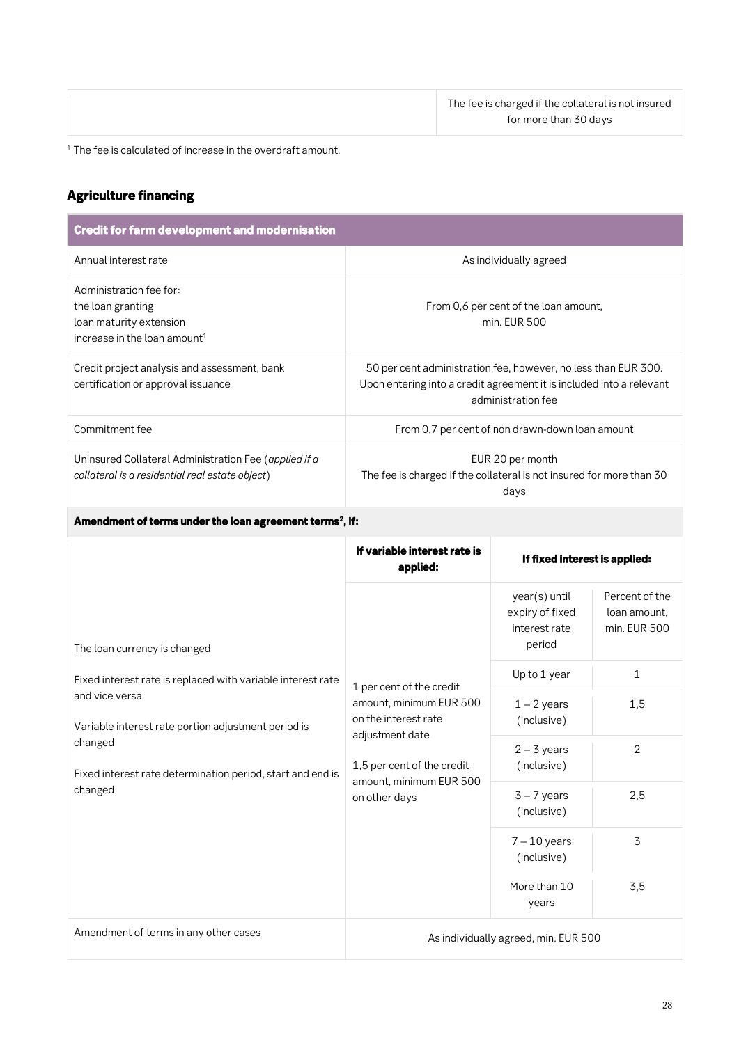| | The fee is charged if the collateral is not insured for more than 30 days |
|---|---|

[1] The fee is calculated of increase in the overdraft amount.

## Agriculture financing

| Credit for farm development and modernisation | | | |
|---|---|---|---|
| Annual interest rate | As individually agreed | | |
| Administration fee for:<br>the loan granting<br>loan maturity extension<br>increase in the loan amount[1] | From 0,6 per cent of the loan amount,<br>min. EUR 500 | | |
| Credit project analysis and assessment, bank certification or approval issuance | 50 per cent administration fee, however, no less than EUR 300. Upon entering into a credit agreement it is included into a relevant administration fee | | |
| Commitment fee | From 0,7 per cent of non drawn-down loan amount | | |
| Uninsured Collateral Administration Fee (*applied if a collateral is a residential real estate object*) | EUR 20 per month<br>The fee is charged if the collateral is not insured for more than 30 days | | |
| **Amendment of terms under the loan agreement terms[2], if:** | | | |
| | **If variable interest rate is applied:** | **If fixed interest is applied:** | |
| The loan currency is changed<br><br>Fixed interest rate is replaced with variable interest rate and vice versa<br><br>Variable interest rate portion adjustment period is changed<br><br>Fixed interest rate determination period, start and end is changed | 1 per cent of the credit amount, minimum EUR 500 on the interest rate adjustment date<br><br>1,5 per cent of the credit amount, minimum EUR 500 on other days | year(s) until expiry of fixed interest rate period | Percent of the loan amount, min. EUR 500 |
| | | Up to 1 year | 1 |
| | | 1 – 2 years (inclusive) | 1,5 |
| | | 2 – 3 years (inclusive) | 2 |
| | | 3 – 7 years (inclusive) | 2,5 |
| | | 7 – 10 years (inclusive) | 3 |
| | | More than 10 years | 3,5 |
| Amendment of terms in any other cases | As individually agreed, min. EUR 500 | | |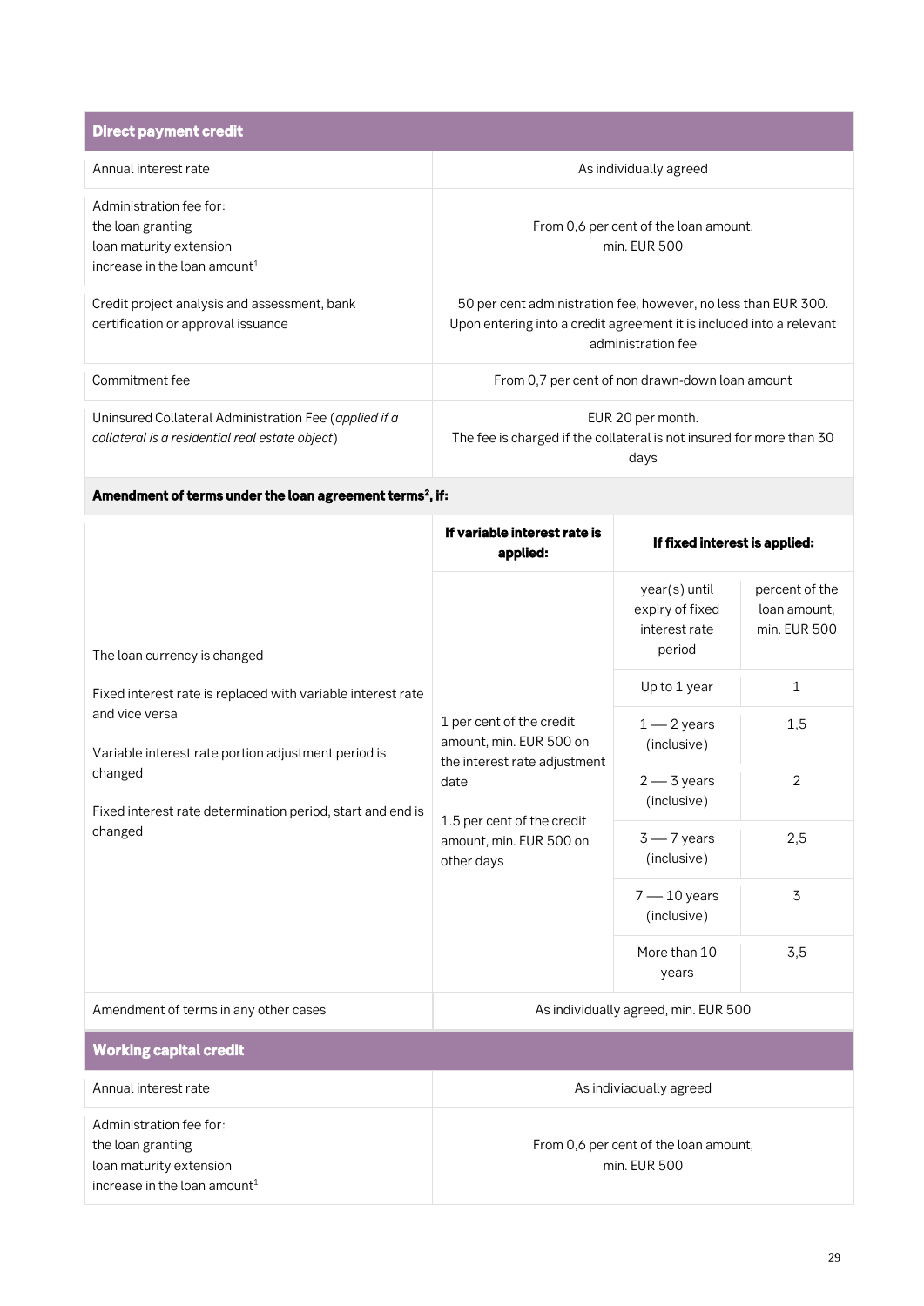| Direct payment credit | | | |
|---|---|---|---|
| Annual interest rate | As individually agreed | | |
| Administration fee for:<br>the loan granting<br>loan maturity extension<br>increase in the loan amount[1] | From 0,6 per cent of the loan amount,<br>min. EUR 500 | | |
| Credit project analysis and assessment, bank certification or approval issuance | 50 per cent administration fee, however, no less than EUR 300. Upon entering into a credit agreement it is included into a relevant administration fee | | |
| Commitment fee | From 0,7 per cent of non drawn-down loan amount | | |
| Uninsured Collateral Administration Fee (*applied if a collateral is a residential real estate object*) | EUR 20 per month.<br>The fee is charged if the collateral is not insured for more than 30 days | | |
| **Amendment of terms under the loan agreement terms[2], if:** | | | |
| | **If variable interest rate is applied:** | **If fixed interest is applied:** | |
| The loan currency is changed<br><br>Fixed interest rate is replaced with variable interest rate and vice versa<br><br>Variable interest rate portion adjustment period is changed<br><br>Fixed interest rate determination period, start and end is changed | 1 per cent of the credit amount, min. EUR 500 on the interest rate adjustment date<br><br>1.5 per cent of the credit amount, min. EUR 500 on other days | year(s) until expiry of fixed interest rate period | percent of the loan amount, min. EUR 500 |
| | | Up to 1 year | 1 |
| | | 1 — 2 years (inclusive) | 1,5 |
| | | 2 — 3 years (inclusive) | 2 |
| | | 3 — 7 years (inclusive) | 2,5 |
| | | 7 — 10 years (inclusive) | 3 |
| | | More than 10 years | 3,5 |
| Amendment of terms in any other cases | As individually agreed, min. EUR 500 | | |

| Working capital credit | |
|---|---|
| Annual interest rate | As indiviadually agreed |
| Administration fee for:<br>the loan granting<br>loan maturity extension<br>increase in the loan amount[1] | From 0,6 per cent of the loan amount,<br>min. EUR 500 |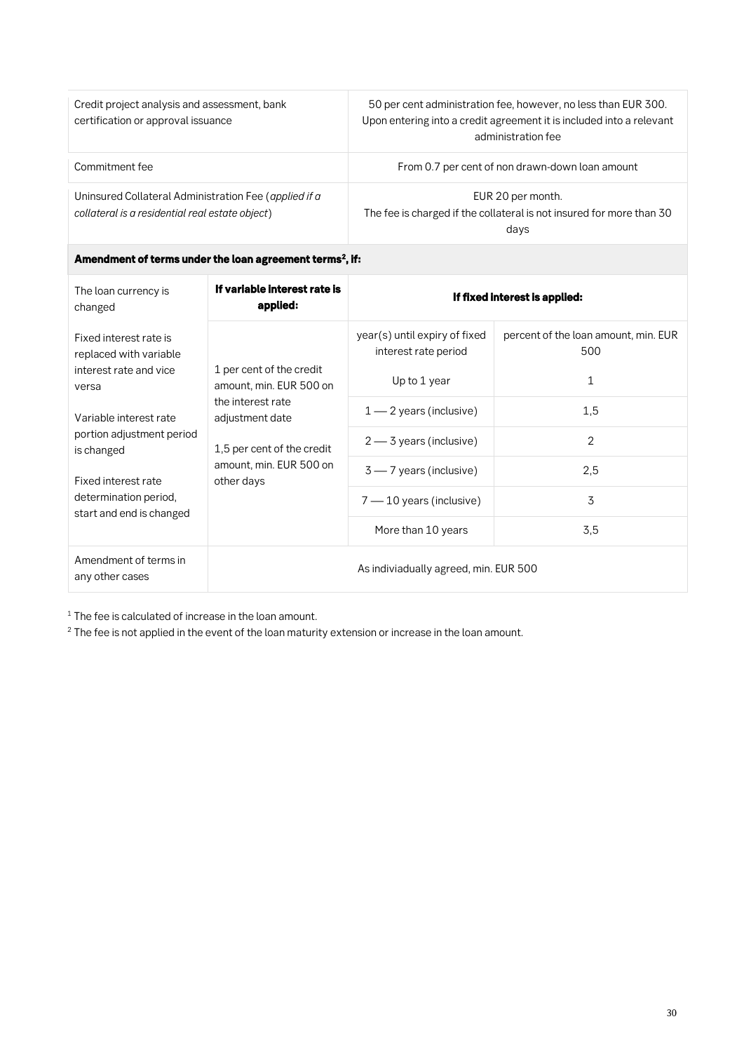| | |
|---|---|
| Credit project analysis and assessment, bank certification or approval issuance | 50 per cent administration fee, however, no less than EUR 300. Upon entering into a credit agreement it is included into a relevant administration fee |
| Commitment fee | From 0.7 per cent of non drawn-down loan amount |
| Uninsured Collateral Administration Fee (*applied if a collateral is a residential real estate object*) | EUR 20 per month. The fee is charged if the collateral is not insured for more than 30 days |

**Amendment of terms under the loan agreement terms[2], if:**

| The loan currency is changed | **If variable interest rate is applied:** | **If fixed interest is applied:** | |
|---|---|---|---|
| Fixed interest rate is replaced with variable interest rate and vice versa<br><br>Variable interest rate portion adjustment period is changed<br><br>Fixed interest rate determination period, start and end is changed | 1 per cent of the credit amount, min. EUR 500 on the interest rate adjustment date<br><br>1,5 per cent of the credit amount, min. EUR 500 on other days | year(s) until expiry of fixed interest rate period | percent of the loan amount, min. EUR 500 |
| | | Up to 1 year | 1 |
| | | 1 — 2 years (inclusive) | 1,5 |
| | | 2 — 3 years (inclusive) | 2 |
| | | 3 — 7 years (inclusive) | 2,5 |
| | | 7 — 10 years (inclusive) | 3 |
| | | More than 10 years | 3,5 |
| Amendment of terms in any other cases | As indiviadually agreed, min. EUR 500 | | |

[1] The fee is calculated of increase in the loan amount.

[2] The fee is not applied in the event of the loan maturity extension or increase in the loan amount.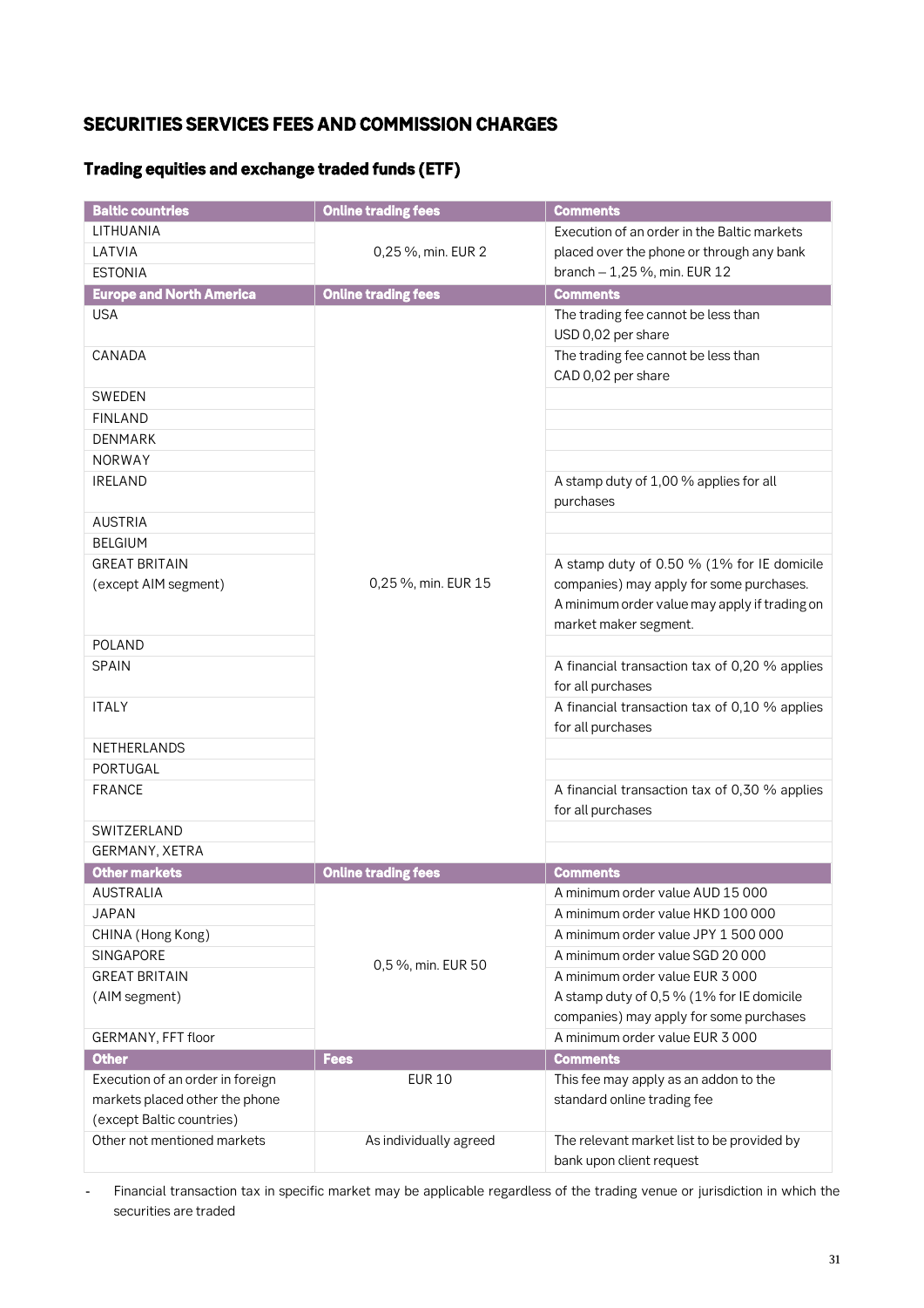## SECURITIES SERVICES FEES AND COMMISSION CHARGES

### Trading equities and exchange traded funds (ETF)

| Baltic countries | Online trading fees | Comments |
|---|---|---|
| LITHUANIA | 0,25 %, min. EUR 2 | Execution of an order in the Baltic markets placed over the phone or through any bank branch – 1,25 %, min. EUR 12 |
| LATVIA | | |
| ESTONIA | | |
| **Europe and North America** | **Online trading fees** | **Comments** |
| USA | 0,25 %, min. EUR 15 | The trading fee cannot be less than USD 0,02 per share |
| CANADA | | The trading fee cannot be less than CAD 0,02 per share |
| SWEDEN | | |
| FINLAND | | |
| DENMARK | | |
| NORWAY | | |
| IRELAND | | A stamp duty of 1,00 % applies for all purchases |
| AUSTRIA | | |
| BELGIUM | | |
| GREAT BRITAIN (except AIM segment) | | A stamp duty of 0.50 % (1% for IE domicile companies) may apply for some purchases. A minimum order value may apply if trading on market maker segment. |
| POLAND | | |
| SPAIN | | A financial transaction tax of 0,20 % applies for all purchases |
| ITALY | | A financial transaction tax of 0,10 % applies for all purchases |
| NETHERLANDS | | |
| PORTUGAL | | |
| FRANCE | | A financial transaction tax of 0,30 % applies for all purchases |
| SWITZERLAND | | |
| GERMANY, XETRA | | |
| **Other markets** | **Online trading fees** | **Comments** |
| AUSTRALIA | 0,5 %, min. EUR 50 | A minimum order value AUD 15 000 |
| JAPAN | | A minimum order value HKD 100 000 |
| CHINA (Hong Kong) | | A minimum order value JPY 1 500 000 |
| SINGAPORE | | A minimum order value SGD 20 000 |
| GREAT BRITAIN (AIM segment) | | A minimum order value EUR 3 000 A stamp duty of 0,5 % (1% for IE domicile companies) may apply for some purchases |
| GERMANY, FFT floor | | A minimum order value EUR 3 000 |
| **Other** | **Fees** | **Comments** |
| Execution of an order in foreign markets placed other the phone (except Baltic countries) | EUR 10 | This fee may apply as an addon to the standard online trading fee |
| Other not mentioned markets | As individually agreed | The relevant market list to be provided by bank upon client request |

- Financial transaction tax in specific market may be applicable regardless of the trading venue or jurisdiction in which the securities are traded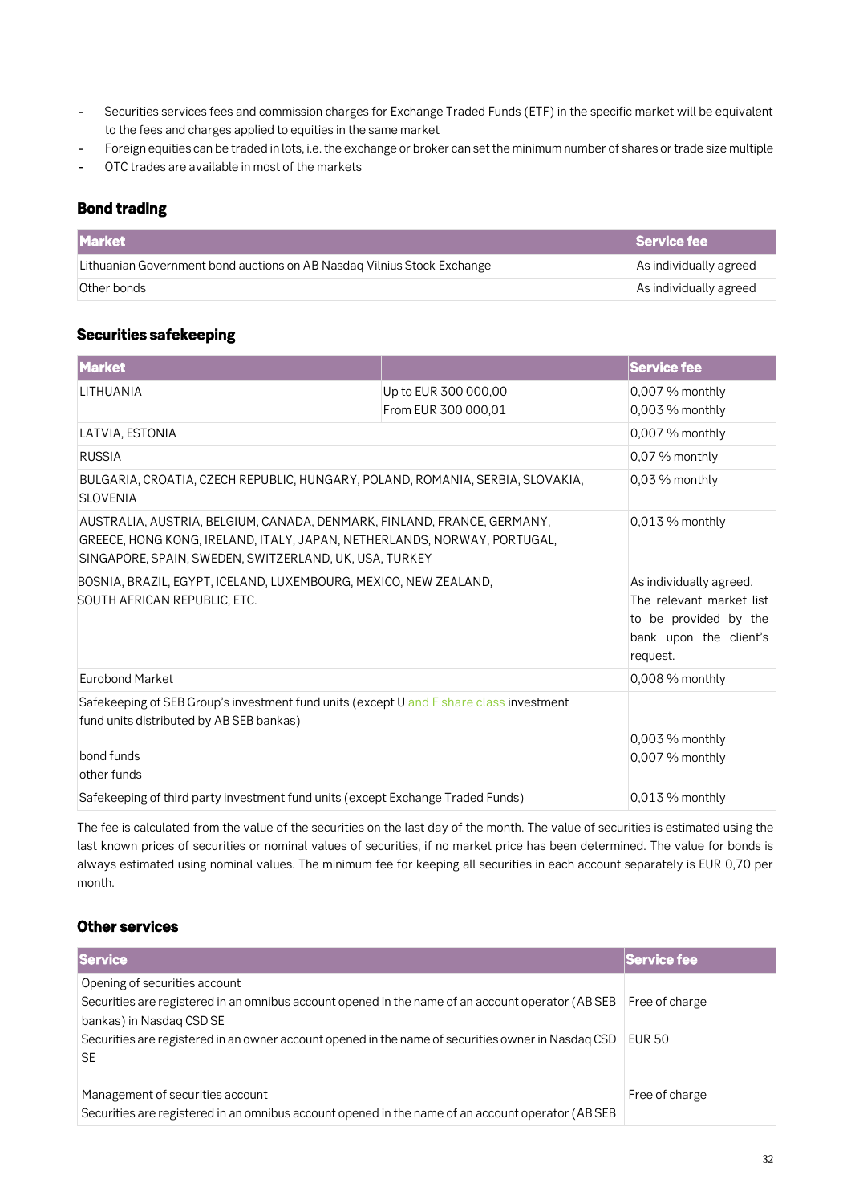- Securities services fees and commission charges for Exchange Traded Funds (ETF) in the specific market will be equivalent to the fees and charges applied to equities in the same market
- Foreign equities can be traded in lots, i.e. the exchange or broker can set the minimum number of shares or trade size multiple
- OTC trades are available in most of the markets

## Bond trading

| Market | Service fee |
|---|---|
| Lithuanian Government bond auctions on AB Nasdaq Vilnius Stock Exchange | As individually agreed |
| Other bonds | As individually agreed |

## Securities safekeeping

| Market | | Service fee |
|---|---|---|
| LITHUANIA | Up to EUR 300 000,00<br>From EUR 300 000,01 | 0,007 % monthly<br>0,003 % monthly |
| LATVIA, ESTONIA | | 0,007 % monthly |
| RUSSIA | | 0,07 % monthly |
| BULGARIA, CROATIA, CZECH REPUBLIC, HUNGARY, POLAND, ROMANIA, SERBIA, SLOVAKIA, SLOVENIA | | 0,03 % monthly |
| AUSTRALIA, AUSTRIA, BELGIUM, CANADA, DENMARK, FINLAND, FRANCE, GERMANY, GREECE, HONG KONG, IRELAND, ITALY, JAPAN, NETHERLANDS, NORWAY, PORTUGAL, SINGAPORE, SPAIN, SWEDEN, SWITZERLAND, UK, USA, TURKEY | | 0,013 % monthly |
| BOSNIA, BRAZIL, EGYPT, ICELAND, LUXEMBOURG, MEXICO, NEW ZEALAND, SOUTH AFRICAN REPUBLIC, ETC. | | As individually agreed. The relevant market list to be provided by the bank upon the client's request. |
| Eurobond Market | | 0,008 % monthly |
| Safekeeping of SEB Group's investment fund units (except U and F share class investment fund units distributed by AB SEB bankas)<br><br>bond funds<br>other funds | | <br><br>0,003 % monthly<br>0,007 % monthly |
| Safekeeping of third party investment fund units (except Exchange Traded Funds) | | 0,013 % monthly |

The fee is calculated from the value of the securities on the last day of the month. The value of securities is estimated using the last known prices of securities or nominal values of securities, if no market price has been determined. The value for bonds is always estimated using nominal values. The minimum fee for keeping all securities in each account separately is EUR 0,70 per month.

## Other services

| Service | Service fee |
|---|---|
| Opening of securities account<br>Securities are registered in an omnibus account opened in the name of an account operator (AB SEB bankas) in Nasdaq CSD SE<br>Securities are registered in an owner account opened in the name of securities owner in Nasdaq CSD SE | <br>Free of charge<br><br>EUR 50 |
| Management of securities account<br>Securities are registered in an omnibus account opened in the name of an account operator (AB SEB | Free of charge |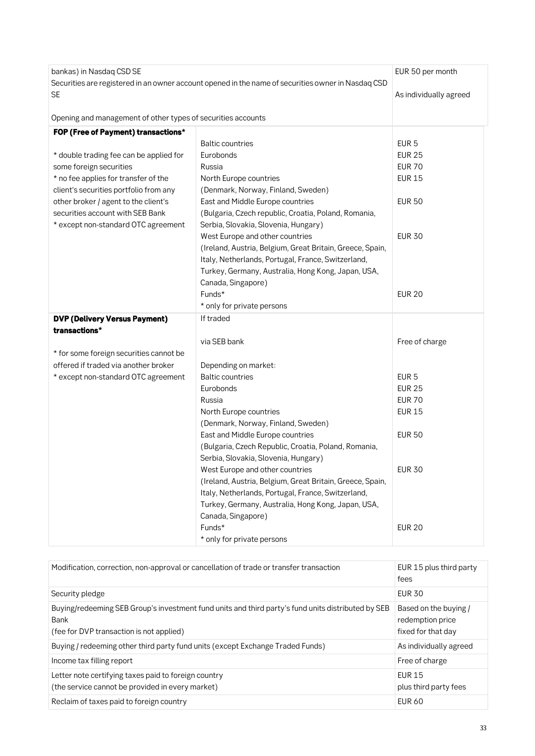| bankas) in Nasdaq CSD SE<br>Securities are registered in an owner account opened in the name of securities owner in Nasdaq CSD SE<br><br>Opening and management of other types of securities accounts | EUR 50 per month<br><br>As individually agreed |
|---|---|

| **FOP (Free of Payment) transactions***<br><br>* double trading fee can be applied for some foreign securities<br>* no fee applies for transfer of the client's securities portfolio from any other broker / agent to the client's securities account with SEB Bank<br>* except non-standard OTC agreement | | |
|---|---|---|
| | Baltic countries | EUR 5 |
| | Eurobonds | EUR 25 |
| | Russia | EUR 70 |
| | North Europe countries<br>(Denmark, Norway, Finland, Sweden) | EUR 15 |
| | East and Middle Europe countries<br>(Bulgaria, Czech republic, Croatia, Poland, Romania, Serbia, Slovakia, Slovenia, Hungary) | EUR 50 |
| | West Europe and other countries<br>(Ireland, Austria, Belgium, Great Britain, Greece, Spain, Italy, Netherlands, Portugal, France, Switzerland, Turkey, Germany, Australia, Hong Kong, Japan, USA, Canada, Singapore) | EUR 30 |
| | Funds*<br>* only for private persons | EUR 20 |
| **DVP (Delivery Versus Payment) transactions***<br><br>* for some foreign securities cannot be offered if traded via another broker<br>* except non-standard OTC agreement | If traded | |
| | via SEB bank | Free of charge |
| | Depending on market: | |
| | Baltic countries | EUR 5 |
| | Eurobonds | EUR 25 |
| | Russia | EUR 70 |
| | North Europe countries<br>(Denmark, Norway, Finland, Sweden) | EUR 15 |
| | East and Middle Europe countries<br>(Bulgaria, Czech Republic, Croatia, Poland, Romania, Serbia, Slovakia, Slovenia, Hungary) | EUR 50 |
| | West Europe and other countries<br>(Ireland, Austria, Belgium, Great Britain, Greece, Spain, Italy, Netherlands, Portugal, France, Switzerland, Turkey, Germany, Australia, Hong Kong, Japan, USA, Canada, Singapore) | EUR 30 |
| | Funds*<br>* only for private persons | EUR 20 |

| Modification, correction, non-approval or cancellation of trade or transfer transaction | EUR 15 plus third party fees |
|---|---|
| Security pledge | EUR 30 |
| Buying/redeeming SEB Group's investment fund units and third party's fund units distributed by SEB Bank<br>(fee for DVP transaction is not applied) | Based on the buying / redemption price fixed for that day |
| Buying / redeeming other third party fund units (except Exchange Traded Funds) | As individually agreed |
| Income tax filling report | Free of charge |
| Letter note certifying taxes paid to foreign country<br>(the service cannot be provided in every market) | EUR 15<br>plus third party fees |
| Reclaim of taxes paid to foreign country | EUR 60 |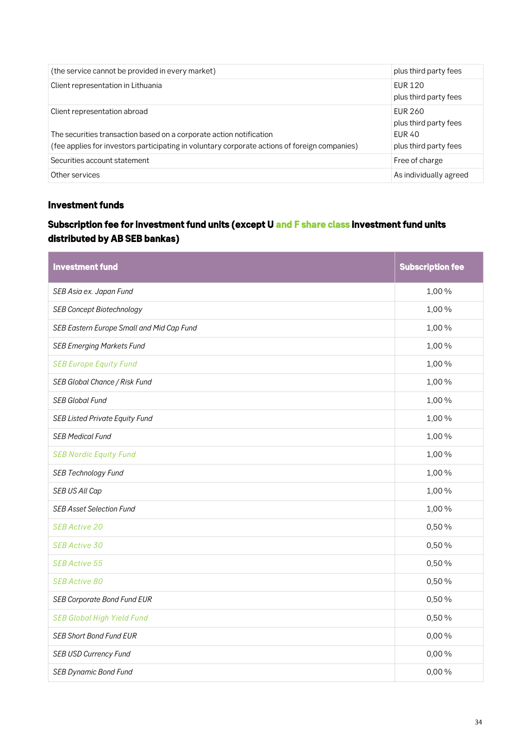| | |
|---|---|
| (the service cannot be provided in every market) | plus third party fees |
| Client representation in Lithuania | EUR 120<br>plus third party fees |
| Client representation abroad<br><br>The securities transaction based on a corporate action notification<br>(fee applies for investors participating in voluntary corporate actions of foreign companies) | EUR 260<br>plus third party fees<br>EUR 40<br>plus third party fees |
| Securities account statement | Free of charge |
| Other services | As individually agreed |

### Investment funds

#### Subscription fee for investment fund units (except U and F share class investment fund units distributed by AB SEB bankas)

| Investment fund | Subscription fee |
|---|---|
| *SEB Asia ex. Japan Fund* | 1,00 % |
| *SEB Concept Biotechnology* | 1,00 % |
| *SEB Eastern Europe Small and Mid Cap Fund* | 1,00 % |
| *SEB Emerging Markets Fund* | 1,00 % |
| *SEB Europe Equity Fund* | 1,00 % |
| *SEB Global Chance / Risk Fund* | 1,00 % |
| *SEB Global Fund* | 1,00 % |
| *SEB Listed Private Equity Fund* | 1,00 % |
| *SEB Medical Fund* | 1,00 % |
| *SEB Nordic Equity Fund* | 1,00 % |
| *SEB Technology Fund* | 1,00 % |
| *SEB US All Cap* | 1,00 % |
| *SEB Asset Selection Fund* | 1,00 % |
| *SEB Active 20* | 0,50 % |
| *SEB Active 30* | 0,50 % |
| *SEB Active 55* | 0,50 % |
| *SEB Active 80* | 0,50 % |
| *SEB Corporate Bond Fund EUR* | 0,50 % |
| *SEB Global High Yield Fund* | 0,50 % |
| *SEB Short Bond Fund EUR* | 0,00 % |
| *SEB USD Currency Fund* | 0,00 % |
| *SEB Dynamic Bond Fund* | 0,00 % |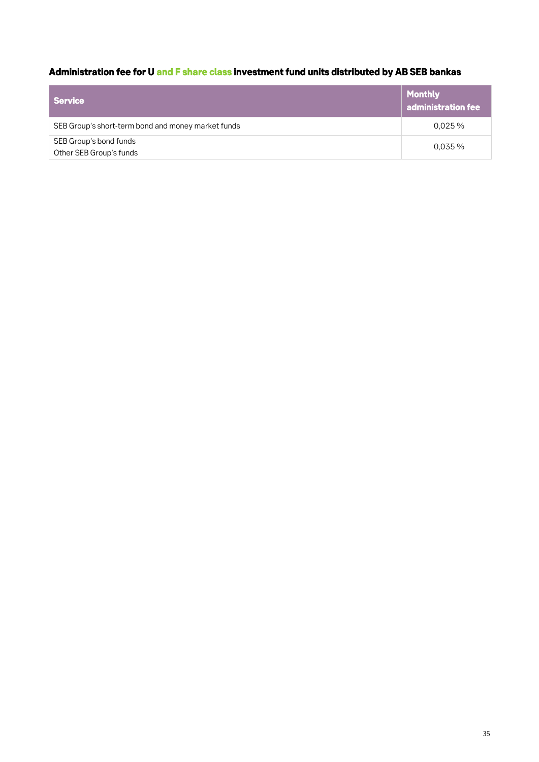### Administration fee for U and F share class investment fund units distributed by AB SEB bankas

| Service | Monthly administration fee |
|---|---|
| SEB Group's short-term bond and money market funds | 0,025 % |
| SEB Group's bond funds<br>Other SEB Group's funds | 0,035 % |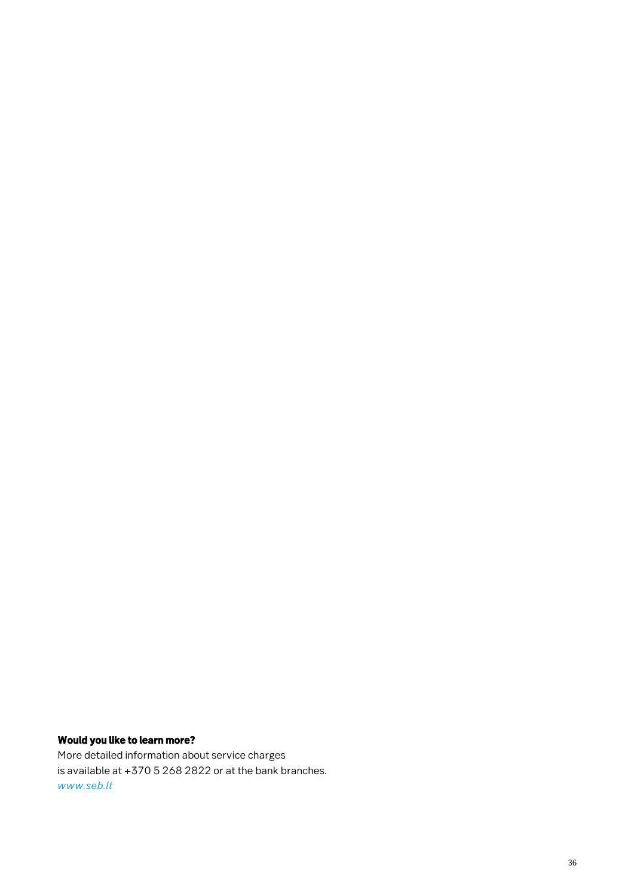**Would you like to learn more?**

More detailed information about service charges
is available at +370 5 268 2822 or at the bank branches.
*www.seb.lt*